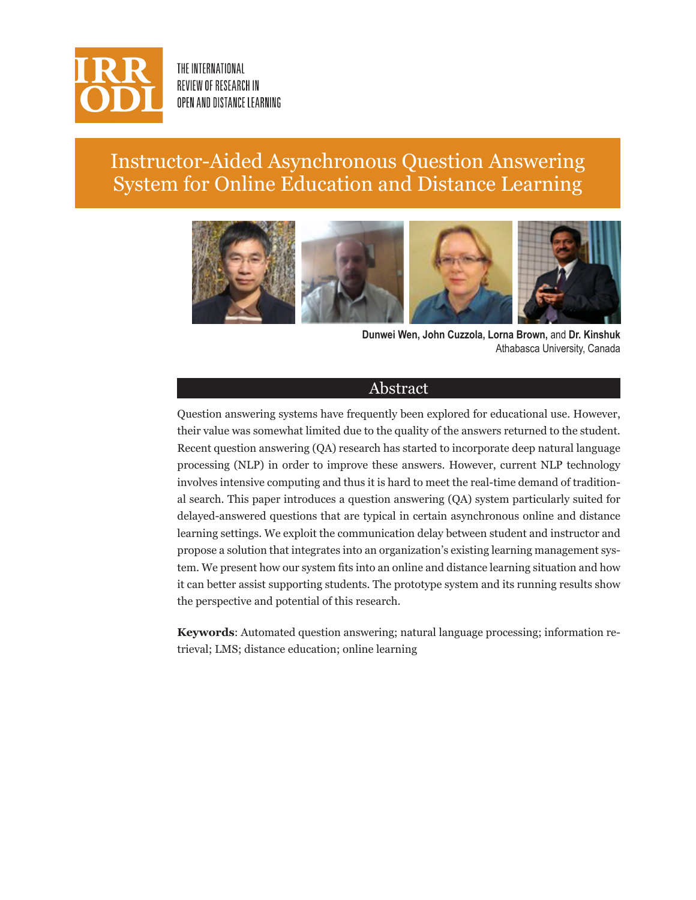THE INTERNATIONAL REVIEW OF RESEARCH IN OPEN AND DISTANCE LEARNING

# Instructor-Aided Asynchronous Question Answering System for Online Education and Distance Learning

**Dunwei Wen, John Cuzzola, Lorna Brown,** and **Dr. Kinshuk**
Athabasca University, Canada

## Abstract

Question answering systems have frequently been explored for educational use. However, their value was somewhat limited due to the quality of the answers returned to the student. Recent question answering (QA) research has started to incorporate deep natural language processing (NLP) in order to improve these answers. However, current NLP technology involves intensive computing and thus it is hard to meet the real-time demand of traditional search. This paper introduces a question answering (QA) system particularly suited for delayed-answered questions that are typical in certain asynchronous online and distance learning settings. We exploit the communication delay between student and instructor and propose a solution that integrates into an organization's existing learning management system. We present how our system fits into an online and distance learning situation and how it can better assist supporting students. The prototype system and its running results show the perspective and potential of this research.

**Keywords**: Automated question answering; natural language processing; information retrieval; LMS; distance education; online learning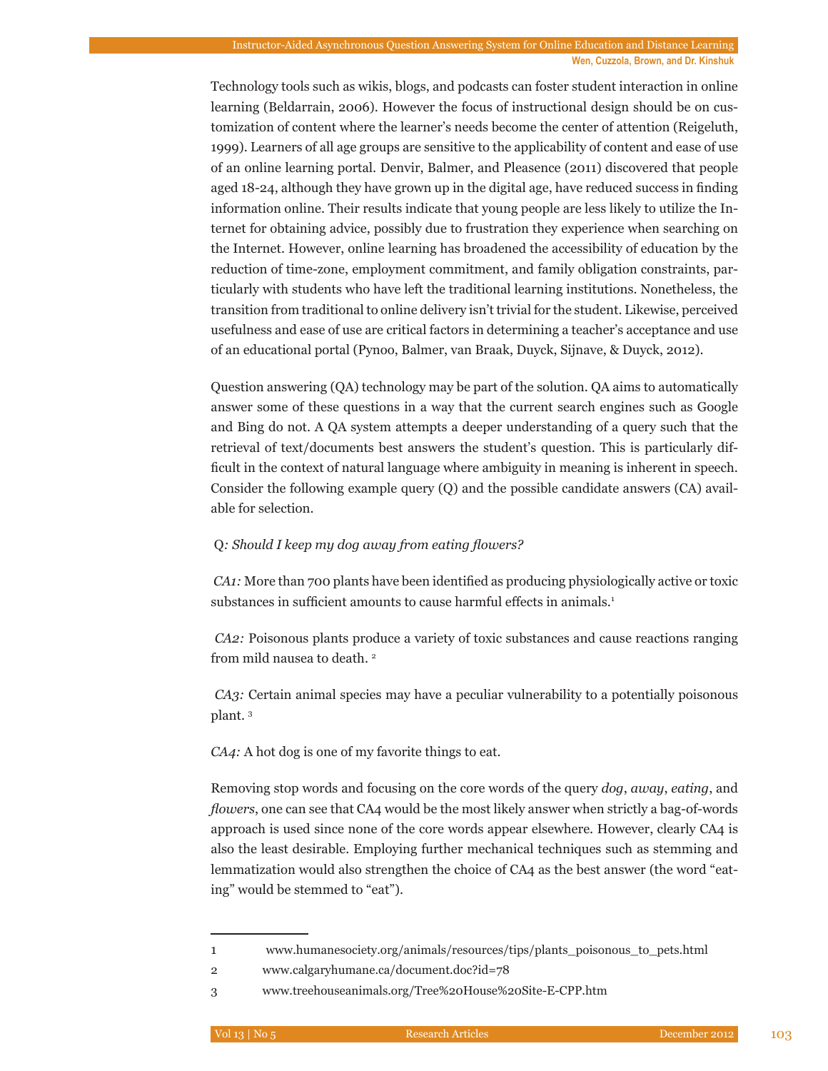Technology tools such as wikis, blogs, and podcasts can foster student interaction in online learning (Beldarrain, 2006). However the focus of instructional design should be on customization of content where the learner's needs become the center of attention (Reigeluth, 1999). Learners of all age groups are sensitive to the applicability of content and ease of use of an online learning portal. Denvir, Balmer, and Pleasence (2011) discovered that people aged 18-24, although they have grown up in the digital age, have reduced success in finding information online. Their results indicate that young people are less likely to utilize the Internet for obtaining advice, possibly due to frustration they experience when searching on the Internet. However, online learning has broadened the accessibility of education by the reduction of time-zone, employment commitment, and family obligation constraints, particularly with students who have left the traditional learning institutions. Nonetheless, the transition from traditional to online delivery isn't trivial for the student. Likewise, perceived usefulness and ease of use are critical factors in determining a teacher's acceptance and use of an educational portal (Pynoo, Balmer, van Braak, Duyck, Sijnave, & Duyck, 2012).

Question answering (QA) technology may be part of the solution. QA aims to automatically answer some of these questions in a way that the current search engines such as Google and Bing do not. A QA system attempts a deeper understanding of a query such that the retrieval of text/documents best answers the student's question. This is particularly difficult in the context of natural language where ambiguity in meaning is inherent in speech. Consider the following example query (Q) and the possible candidate answers (CA) available for selection.

Q*: Should I keep my dog away from eating flowers?*

*CA1:* More than 700 plants have been identified as producing physiologically active or toxic substances in sufficient amounts to cause harmful effects in animals.[1]

*CA2:* Poisonous plants produce a variety of toxic substances and cause reactions ranging from mild nausea to death. [2]

*CA3:* Certain animal species may have a peculiar vulnerability to a potentially poisonous plant. [3]

*CA4:* A hot dog is one of my favorite things to eat.

Removing stop words and focusing on the core words of the query *dog*, *away*, *eating*, and *flowers*, one can see that CA4 would be the most likely answer when strictly a bag-of-words approach is used since none of the core words appear elsewhere. However, clearly CA4 is also the least desirable. Employing further mechanical techniques such as stemming and lemmatization would also strengthen the choice of CA4 as the best answer (the word "eating" would be stemmed to "eat").

---

1 www.humanesociety.org/animals/resources/tips/plants_poisonous_to_pets.html

2 www.calgaryhumane.ca/document.doc?id=78

3 www.treehouseanimals.org/Tree%20House%20Site-E-CPP.htm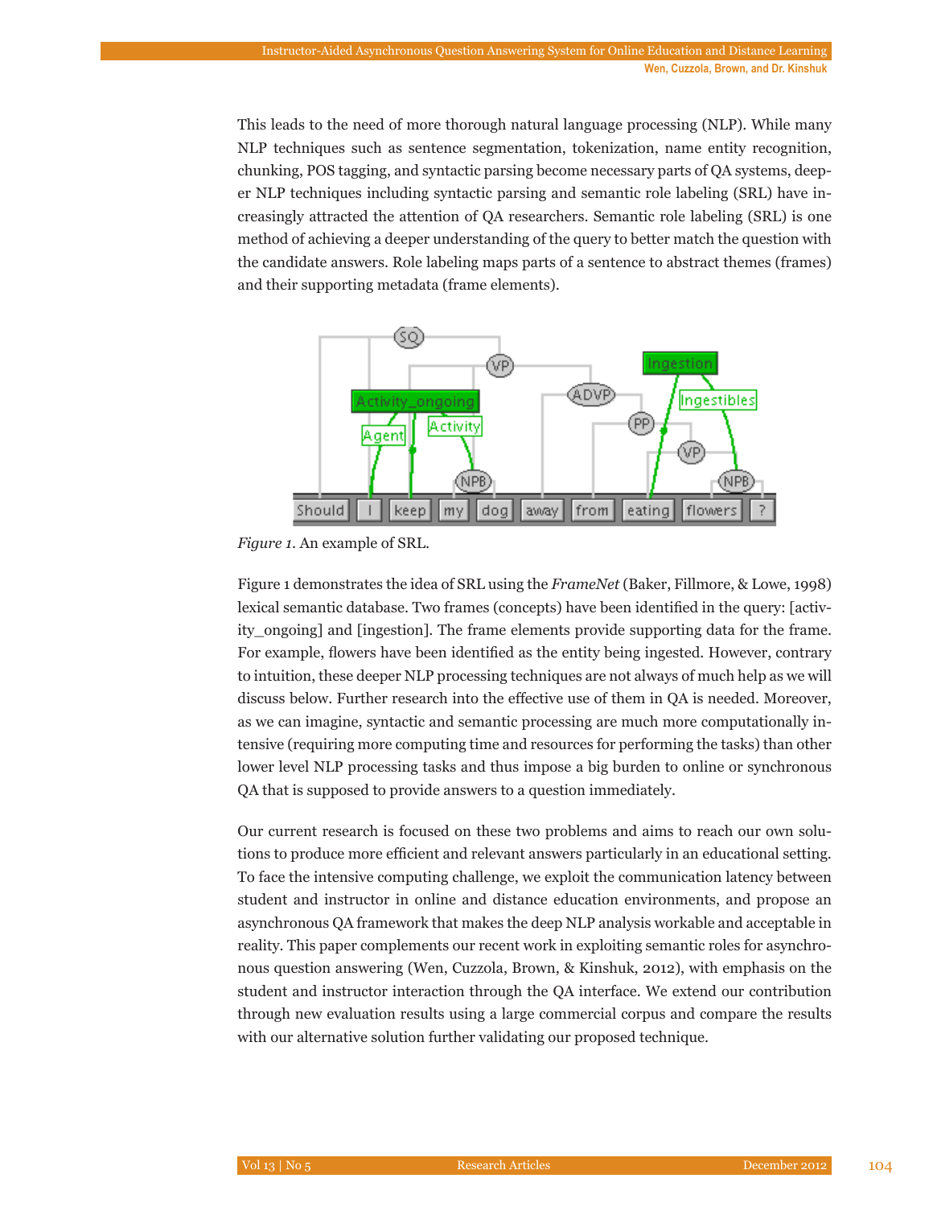This leads to the need of more thorough natural language processing (NLP). While many NLP techniques such as sentence segmentation, tokenization, name entity recognition, chunking, POS tagging, and syntactic parsing become necessary parts of QA systems, deeper NLP techniques including syntactic parsing and semantic role labeling (SRL) have increasingly attracted the attention of QA researchers. Semantic role labeling (SRL) is one method of achieving a deeper understanding of the query to better match the question with the candidate answers. Role labeling maps parts of a sentence to abstract themes (frames) and their supporting metadata (frame elements).

*Figure 1.* An example of SRL.

Figure 1 demonstrates the idea of SRL using the *FrameNet* (Baker, Fillmore, & Lowe, 1998) lexical semantic database. Two frames (concepts) have been identified in the query: [activity_ongoing] and [ingestion]. The frame elements provide supporting data for the frame. For example, flowers have been identified as the entity being ingested. However, contrary to intuition, these deeper NLP processing techniques are not always of much help as we will discuss below. Further research into the effective use of them in QA is needed. Moreover, as we can imagine, syntactic and semantic processing are much more computationally intensive (requiring more computing time and resources for performing the tasks) than other lower level NLP processing tasks and thus impose a big burden to online or synchronous QA that is supposed to provide answers to a question immediately.

Our current research is focused on these two problems and aims to reach our own solutions to produce more efficient and relevant answers particularly in an educational setting. To face the intensive computing challenge, we exploit the communication latency between student and instructor in online and distance education environments, and propose an asynchronous QA framework that makes the deep NLP analysis workable and acceptable in reality. This paper complements our recent work in exploiting semantic roles for asynchronous question answering (Wen, Cuzzola, Brown, & Kinshuk, 2012), with emphasis on the student and instructor interaction through the QA interface. We extend our contribution through new evaluation results using a large commercial corpus and compare the results with our alternative solution further validating our proposed technique.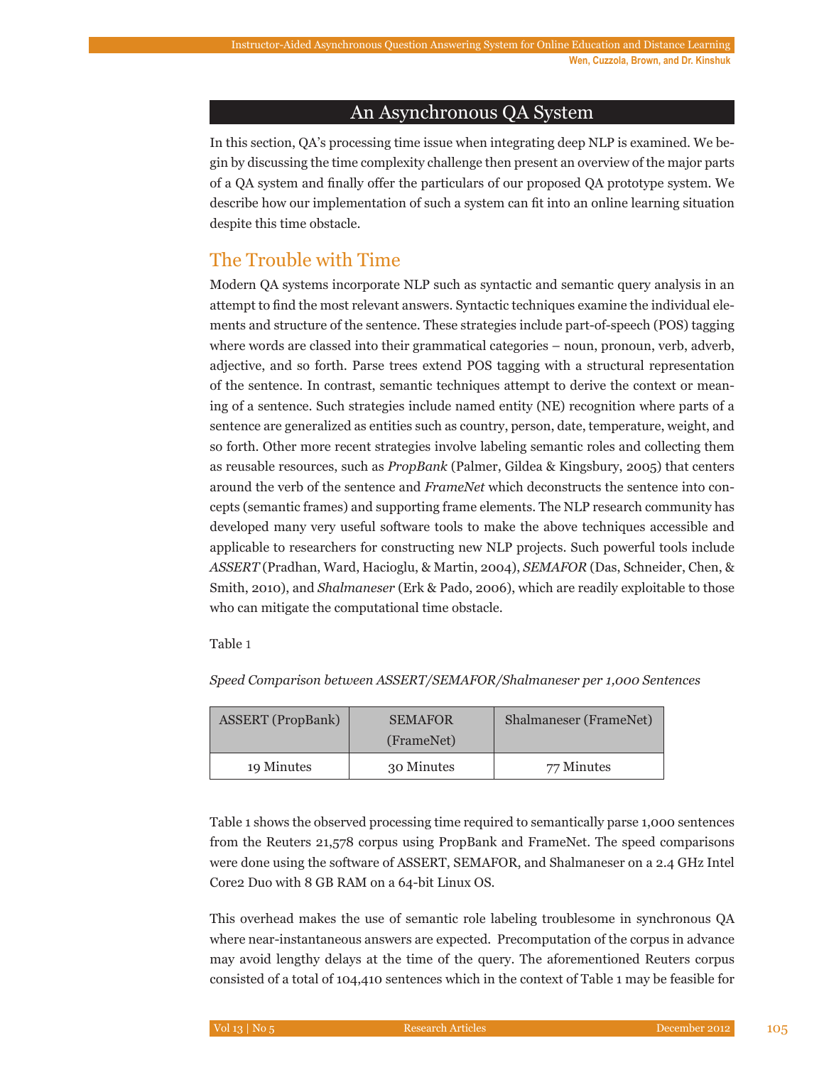## An Asynchronous QA System

In this section, QA's processing time issue when integrating deep NLP is examined. We begin by discussing the time complexity challenge then present an overview of the major parts of a QA system and finally offer the particulars of our proposed QA prototype system. We describe how our implementation of such a system can fit into an online learning situation despite this time obstacle.

### The Trouble with Time

Modern QA systems incorporate NLP such as syntactic and semantic query analysis in an attempt to find the most relevant answers. Syntactic techniques examine the individual elements and structure of the sentence. These strategies include part-of-speech (POS) tagging where words are classed into their grammatical categories – noun, pronoun, verb, adverb, adjective, and so forth. Parse trees extend POS tagging with a structural representation of the sentence. In contrast, semantic techniques attempt to derive the context or meaning of a sentence. Such strategies include named entity (NE) recognition where parts of a sentence are generalized as entities such as country, person, date, temperature, weight, and so forth. Other more recent strategies involve labeling semantic roles and collecting them as reusable resources, such as *PropBank* (Palmer, Gildea & Kingsbury, 2005) that centers around the verb of the sentence and *FrameNet* which deconstructs the sentence into concepts (semantic frames) and supporting frame elements. The NLP research community has developed many very useful software tools to make the above techniques accessible and applicable to researchers for constructing new NLP projects. Such powerful tools include *ASSERT* (Pradhan, Ward, Hacioglu, & Martin, 2004), *SEMAFOR* (Das, Schneider, Chen, & Smith, 2010), and *Shalmaneser* (Erk & Pado, 2006), which are readily exploitable to those who can mitigate the computational time obstacle.

Table 1

*Speed Comparison between ASSERT/SEMAFOR/Shalmaneser per 1,000 Sentences*

| ASSERT (PropBank) | SEMAFOR (FrameNet) | Shalmaneser (FrameNet) |
|---|---|---|
| 19 Minutes | 30 Minutes | 77 Minutes |

Table 1 shows the observed processing time required to semantically parse 1,000 sentences from the Reuters 21,578 corpus using PropBank and FrameNet. The speed comparisons were done using the software of ASSERT, SEMAFOR, and Shalmaneser on a 2.4 GHz Intel Core2 Duo with 8 GB RAM on a 64-bit Linux OS.

This overhead makes the use of semantic role labeling troublesome in synchronous QA where near-instantaneous answers are expected. Precomputation of the corpus in advance may avoid lengthy delays at the time of the query. The aforementioned Reuters corpus consisted of a total of 104,410 sentences which in the context of Table 1 may be feasible for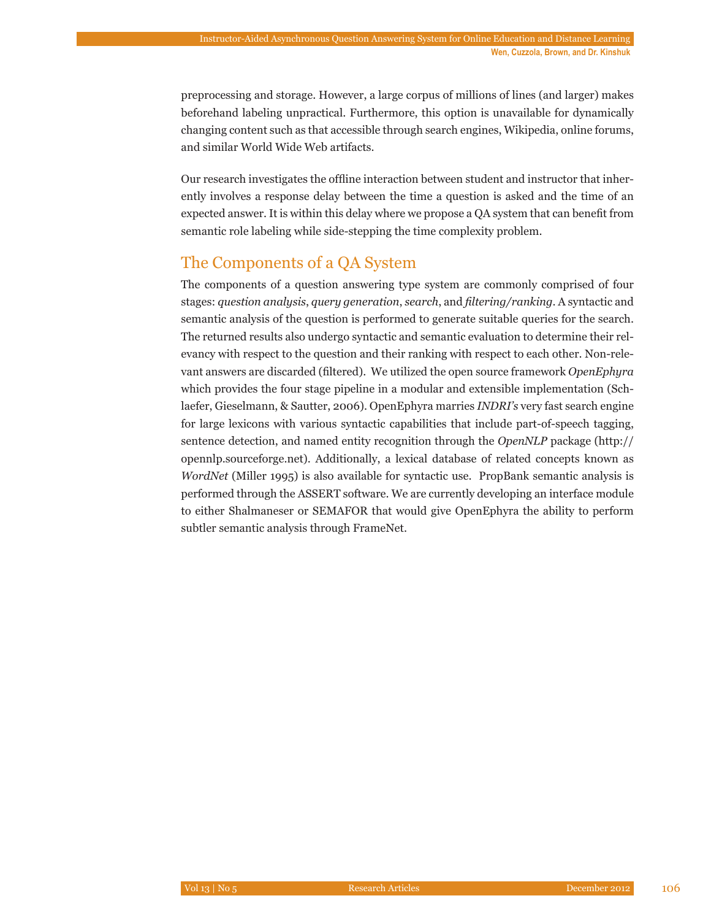preprocessing and storage. However, a large corpus of millions of lines (and larger) makes beforehand labeling unpractical. Furthermore, this option is unavailable for dynamically changing content such as that accessible through search engines, Wikipedia, online forums, and similar World Wide Web artifacts.

Our research investigates the offline interaction between student and instructor that inherently involves a response delay between the time a question is asked and the time of an expected answer. It is within this delay where we propose a QA system that can benefit from semantic role labeling while side-stepping the time complexity problem.

## The Components of a QA System

The components of a question answering type system are commonly comprised of four stages: *question analysis*, *query generation*, *search*, and *filtering/ranking*. A syntactic and semantic analysis of the question is performed to generate suitable queries for the search. The returned results also undergo syntactic and semantic evaluation to determine their relevancy with respect to the question and their ranking with respect to each other. Non-relevant answers are discarded (filtered). We utilized the open source framework *OpenEphyra* which provides the four stage pipeline in a modular and extensible implementation (Schlaefer, Gieselmann, & Sautter, 2006). OpenEphyra marries *INDRI's* very fast search engine for large lexicons with various syntactic capabilities that include part-of-speech tagging, sentence detection, and named entity recognition through the *OpenNLP* package (http://opennlp.sourceforge.net). Additionally, a lexical database of related concepts known as *WordNet* (Miller 1995) is also available for syntactic use. PropBank semantic analysis is performed through the ASSERT software. We are currently developing an interface module to either Shalmaneser or SEMAFOR that would give OpenEphyra the ability to perform subtler semantic analysis through FrameNet.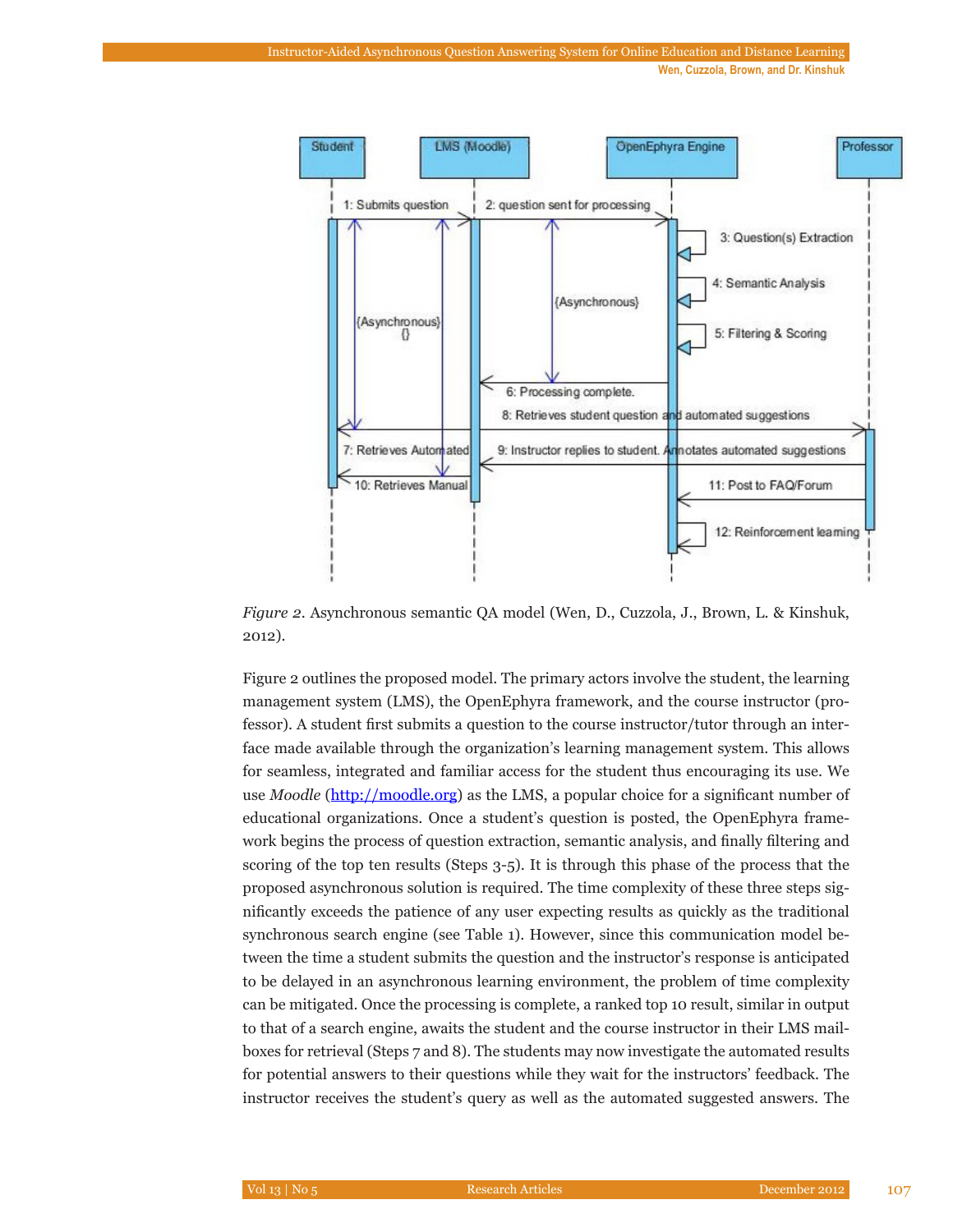*Figure 2*. Asynchronous semantic QA model (Wen, D., Cuzzola, J., Brown, L. & Kinshuk, 2012).

Figure 2 outlines the proposed model. The primary actors involve the student, the learning management system (LMS), the OpenEphyra framework, and the course instructor (professor). A student first submits a question to the course instructor/tutor through an interface made available through the organization's learning management system. This allows for seamless, integrated and familiar access for the student thus encouraging its use. We use *Moodle* (http://moodle.org) as the LMS, a popular choice for a significant number of educational organizations. Once a student's question is posted, the OpenEphyra framework begins the process of question extraction, semantic analysis, and finally filtering and scoring of the top ten results (Steps 3-5). It is through this phase of the process that the proposed asynchronous solution is required. The time complexity of these three steps significantly exceeds the patience of any user expecting results as quickly as the traditional synchronous search engine (see Table 1). However, since this communication model between the time a student submits the question and the instructor's response is anticipated to be delayed in an asynchronous learning environment, the problem of time complexity can be mitigated. Once the processing is complete, a ranked top 10 result, similar in output to that of a search engine, awaits the student and the course instructor in their LMS mailboxes for retrieval (Steps 7 and 8). The students may now investigate the automated results for potential answers to their questions while they wait for the instructors' feedback. The instructor receives the student's query as well as the automated suggested answers. The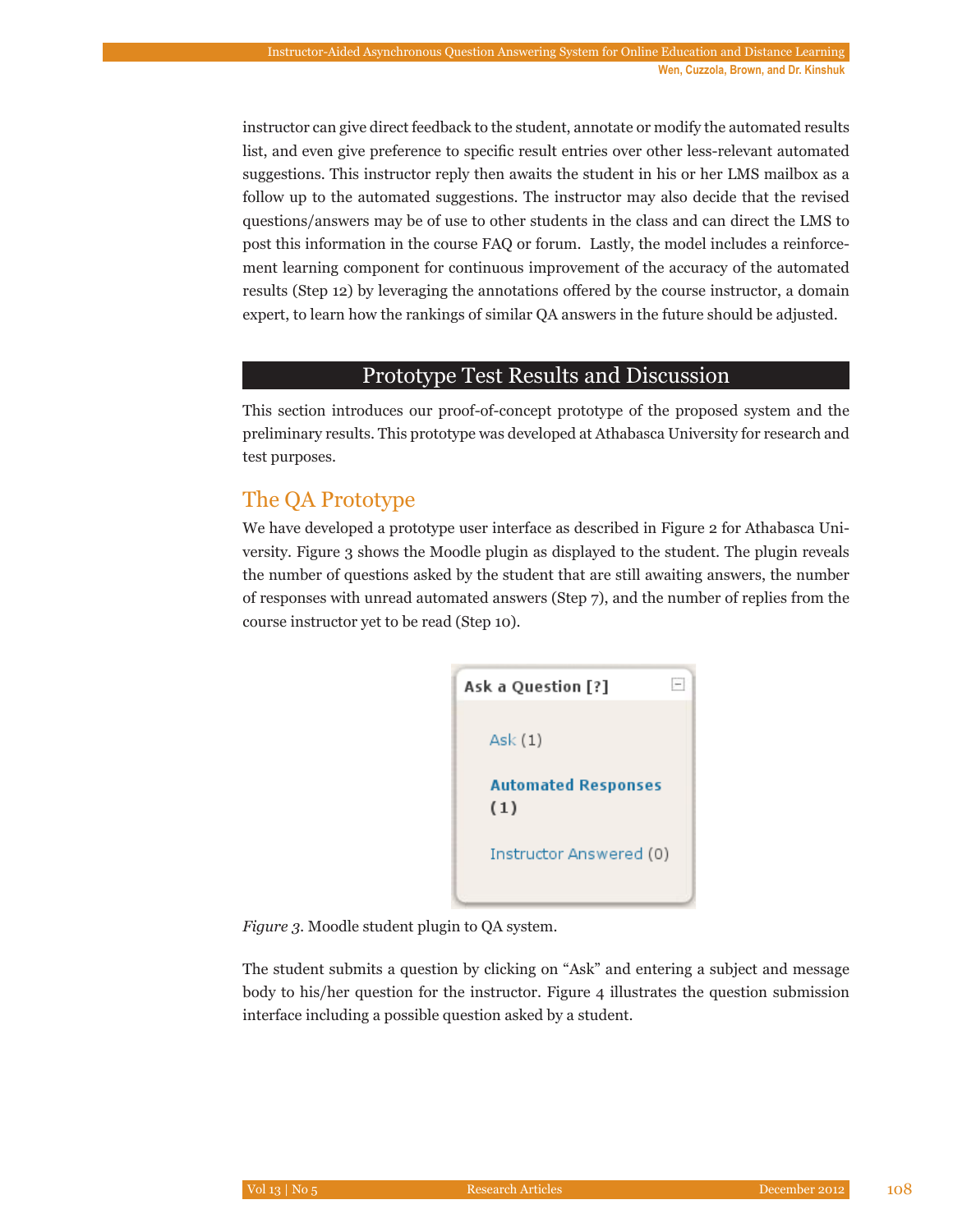instructor can give direct feedback to the student, annotate or modify the automated results list, and even give preference to specific result entries over other less-relevant automated suggestions. This instructor reply then awaits the student in his or her LMS mailbox as a follow up to the automated suggestions. The instructor may also decide that the revised questions/answers may be of use to other students in the class and can direct the LMS to post this information in the course FAQ or forum. Lastly, the model includes a reinforcement learning component for continuous improvement of the accuracy of the automated results (Step 12) by leveraging the annotations offered by the course instructor, a domain expert, to learn how the rankings of similar QA answers in the future should be adjusted.

## Prototype Test Results and Discussion

This section introduces our proof-of-concept prototype of the proposed system and the preliminary results. This prototype was developed at Athabasca University for research and test purposes.

### The QA Prototype

We have developed a prototype user interface as described in Figure 2 for Athabasca University. Figure 3 shows the Moodle plugin as displayed to the student. The plugin reveals the number of questions asked by the student that are still awaiting answers, the number of responses with unread automated answers (Step 7), and the number of replies from the course instructor yet to be read (Step 10).

Ask a Question [?]

Ask (1)

**Automated Responses (1)**

Instructor Answered (0)

*Figure 3*. Moodle student plugin to QA system.

The student submits a question by clicking on "Ask" and entering a subject and message body to his/her question for the instructor. Figure 4 illustrates the question submission interface including a possible question asked by a student.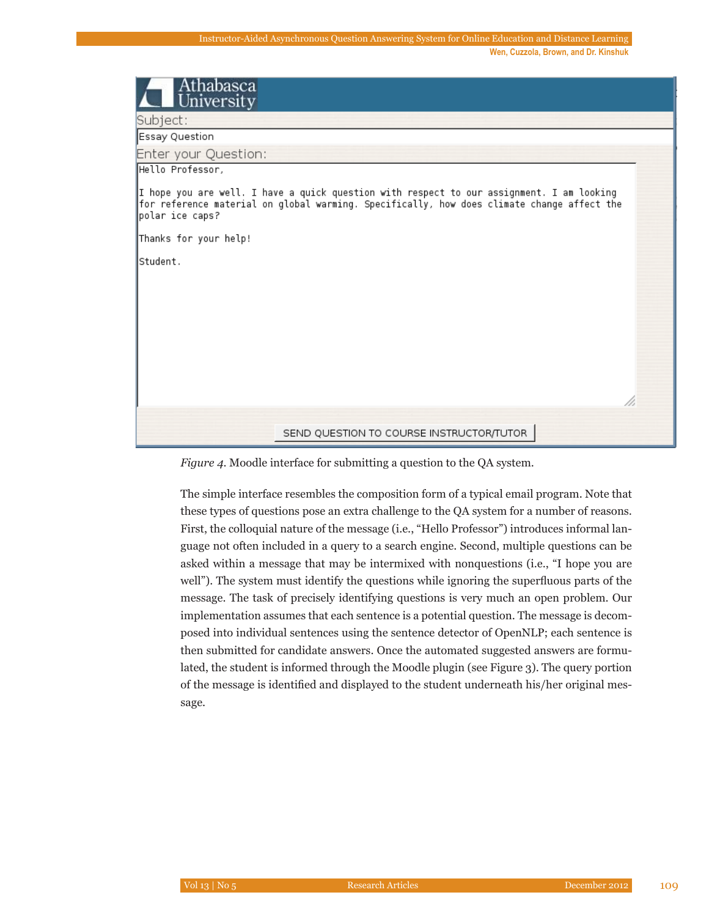Athabasca University

Subject:

Essay Question

Enter your Question:

```
Hello Professor,

I hope you are well. I have a quick question with respect to our assignment. I am looking
for reference material on global warming. Specifically, how does climate change affect the
polar ice caps?

Thanks for your help!

Student.
```

SEND QUESTION TO COURSE INSTRUCTOR/TUTOR

*Figure 4.* Moodle interface for submitting a question to the QA system.

The simple interface resembles the composition form of a typical email program. Note that these types of questions pose an extra challenge to the QA system for a number of reasons. First, the colloquial nature of the message (i.e., "Hello Professor") introduces informal language not often included in a query to a search engine. Second, multiple questions can be asked within a message that may be intermixed with nonquestions (i.e., "I hope you are well"). The system must identify the questions while ignoring the superfluous parts of the message. The task of precisely identifying questions is very much an open problem. Our implementation assumes that each sentence is a potential question. The message is decomposed into individual sentences using the sentence detector of OpenNLP; each sentence is then submitted for candidate answers. Once the automated suggested answers are formulated, the student is informed through the Moodle plugin (see Figure 3). The query portion of the message is identified and displayed to the student underneath his/her original message.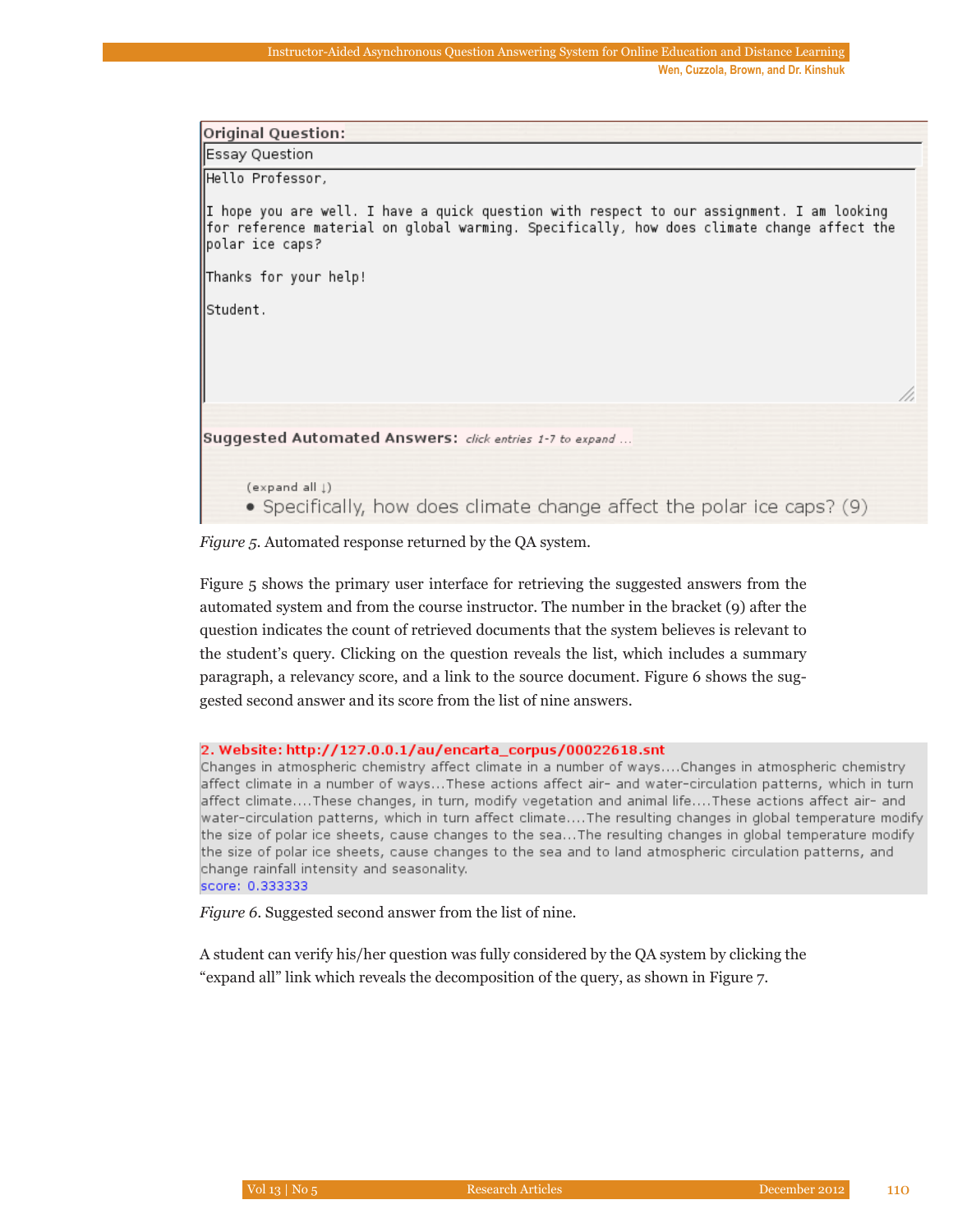Original Question:

Essay Question

Hello Professor,

I hope you are well. I have a quick question with respect to our assignment. I am looking for reference material on global warming. Specifically, how does climate change affect the polar ice caps?

Thanks for your help!

Student.

Suggested Automated Answers: click entries 1-7 to expand ...

(expand all ↓)

- Specifically, how does climate change affect the polar ice caps? (9)

*Figure 5*. Automated response returned by the QA system.

Figure 5 shows the primary user interface for retrieving the suggested answers from the automated system and from the course instructor. The number in the bracket (9) after the question indicates the count of retrieved documents that the system believes is relevant to the student's query. Clicking on the question reveals the list, which includes a summary paragraph, a relevancy score, and a link to the source document. Figure 6 shows the suggested second answer and its score from the list of nine answers.

**2. Website: http://127.0.0.1/au/encarta_corpus/00022618.snt**

Changes in atmospheric chemistry affect climate in a number of ways....Changes in atmospheric chemistry affect climate in a number of ways...These actions affect air- and water-circulation patterns, which in turn affect climate....These changes, in turn, modify vegetation and animal life....These actions affect air- and water-circulation patterns, which in turn affect climate....The resulting changes in global temperature modify the size of polar ice sheets, cause changes to the sea...The resulting changes in global temperature modify the size of polar ice sheets, cause changes to the sea and to land atmospheric circulation patterns, and change rainfall intensity and seasonality.

score: 0.333333

*Figure 6*. Suggested second answer from the list of nine.

A student can verify his/her question was fully considered by the QA system by clicking the "expand all" link which reveals the decomposition of the query, as shown in Figure 7.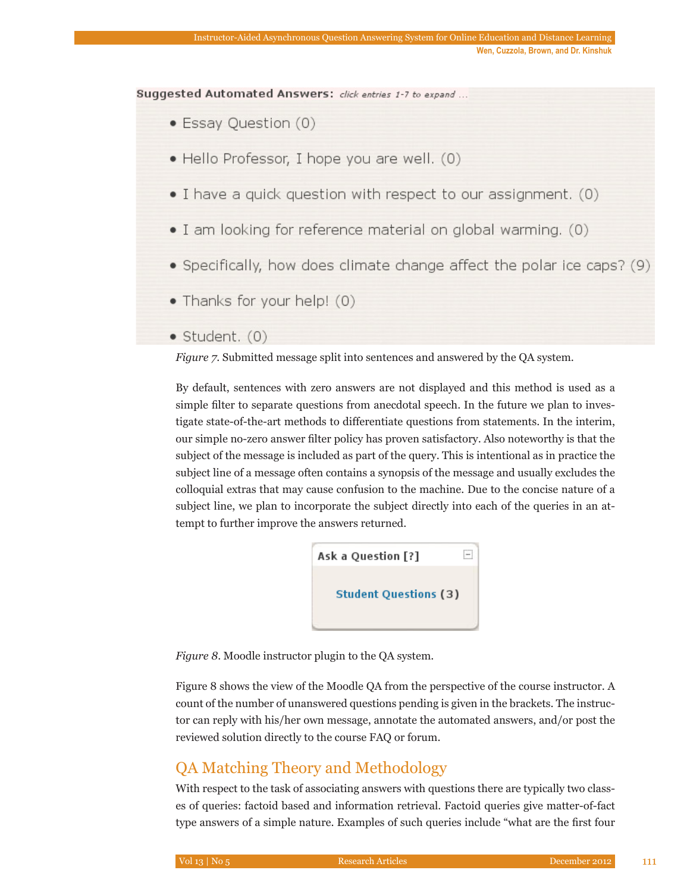Suggested Automated Answers: *click entries 1-7 to expand ...*

- Essay Question (0)
- Hello Professor, I hope you are well. (0)
- I have a quick question with respect to our assignment. (0)
- I am looking for reference material on global warming. (0)
- Specifically, how does climate change affect the polar ice caps? (9)
- Thanks for your help! (0)
- Student. (0)

*Figure 7*. Submitted message split into sentences and answered by the QA system.

By default, sentences with zero answers are not displayed and this method is used as a simple filter to separate questions from anecdotal speech. In the future we plan to investigate state-of-the-art methods to differentiate questions from statements. In the interim, our simple no-zero answer filter policy has proven satisfactory. Also noteworthy is that the subject of the message is included as part of the query. This is intentional as in practice the subject line of a message often contains a synopsis of the message and usually excludes the colloquial extras that may cause confusion to the machine. Due to the concise nature of a subject line, we plan to incorporate the subject directly into each of the queries in an attempt to further improve the answers returned.

Ask a Question [?]

Student Questions (3)

*Figure 8*. Moodle instructor plugin to the QA system.

Figure 8 shows the view of the Moodle QA from the perspective of the course instructor. A count of the number of unanswered questions pending is given in the brackets. The instructor can reply with his/her own message, annotate the automated answers, and/or post the reviewed solution directly to the course FAQ or forum.

## QA Matching Theory and Methodology

With respect to the task of associating answers with questions there are typically two classes of queries: factoid based and information retrieval. Factoid queries give matter-of-fact type answers of a simple nature. Examples of such queries include "what are the first four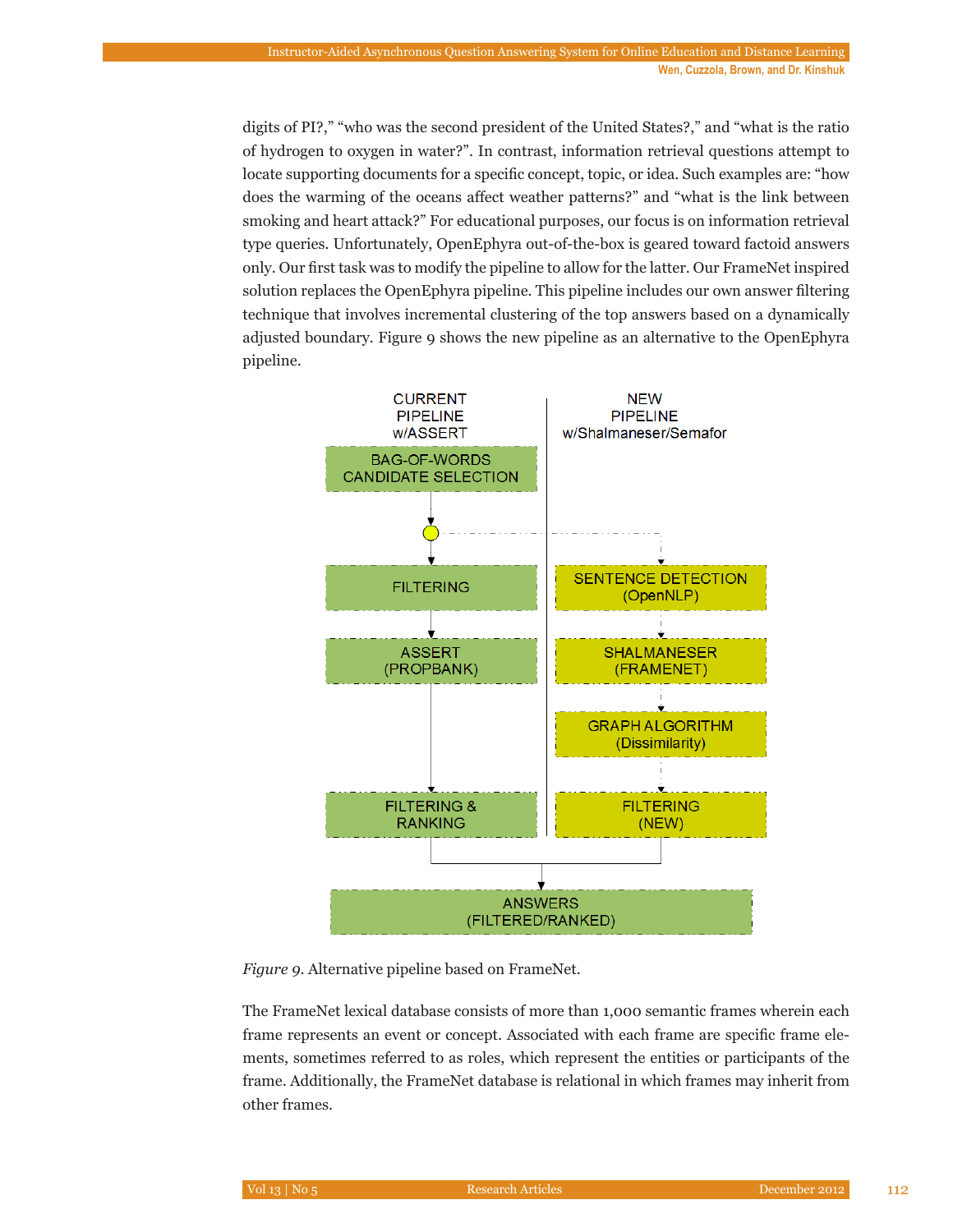digits of PI?," "who was the second president of the United States?," and "what is the ratio of hydrogen to oxygen in water?". In contrast, information retrieval questions attempt to locate supporting documents for a specific concept, topic, or idea. Such examples are: "how does the warming of the oceans affect weather patterns?" and "what is the link between smoking and heart attack?" For educational purposes, our focus is on information retrieval type queries. Unfortunately, OpenEphyra out-of-the-box is geared toward factoid answers only. Our first task was to modify the pipeline to allow for the latter. Our FrameNet inspired solution replaces the OpenEphyra pipeline. This pipeline includes our own answer filtering technique that involves incremental clustering of the top answers based on a dynamically adjusted boundary. Figure 9 shows the new pipeline as an alternative to the OpenEphyra pipeline.

CURRENT PIPELINE w/ASSERT

NEW PIPELINE w/Shalmaneser/Semafor

BAG-OF-WORDS CANDIDATE SELECTION

FILTERING

ASSERT (PROPBANK)

FILTERING & RANKING

SENTENCE DETECTION (OpenNLP)

SHALMANESER (FRAMENET)

GRAPH ALGORITHM (Dissimilarity)

FILTERING (NEW)

ANSWERS (FILTERED/RANKED)

*Figure 9.* Alternative pipeline based on FrameNet.

The FrameNet lexical database consists of more than 1,000 semantic frames wherein each frame represents an event or concept. Associated with each frame are specific frame elements, sometimes referred to as roles, which represent the entities or participants of the frame. Additionally, the FrameNet database is relational in which frames may inherit from other frames.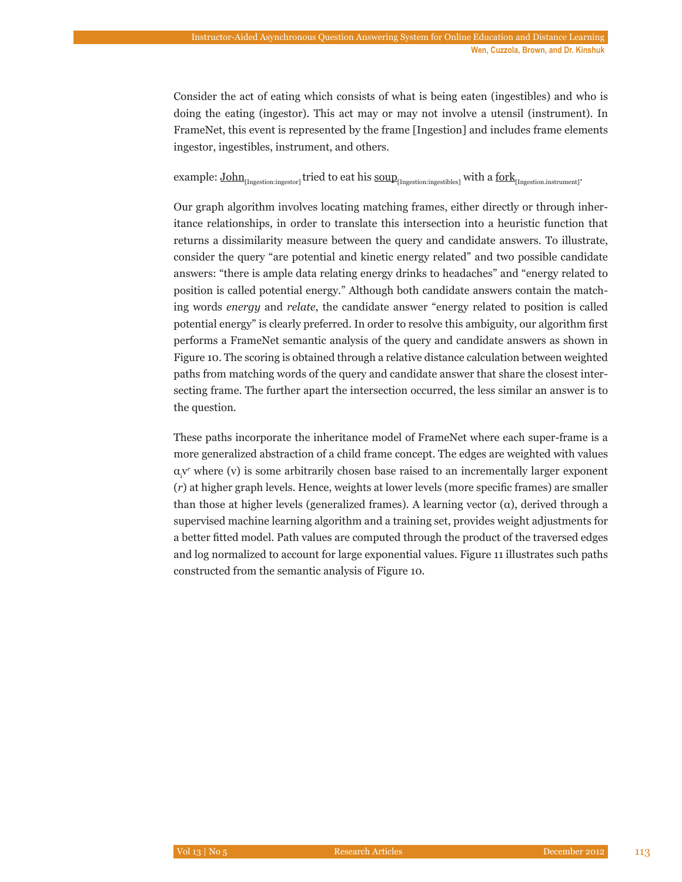Consider the act of eating which consists of what is being eaten (ingestibles) and who is doing the eating (ingestor). This act may or may not involve a utensil (instrument). In FrameNet, this event is represented by the frame [Ingestion] and includes frame elements ingestor, ingestibles, instrument, and others.

example: <u>John</u>$_{\text{[Ingestion:ingestor]}}$ tried to eat his <u>soup</u>$_{\text{[Ingestion:ingestibles]}}$ with a <u>fork</u>$_{\text{[Ingestion.instrument]}}$.

Our graph algorithm involves locating matching frames, either directly or through inheritance relationships, in order to translate this intersection into a heuristic function that returns a dissimilarity measure between the query and candidate answers. To illustrate, consider the query "are potential and kinetic energy related" and two possible candidate answers: "there is ample data relating energy drinks to headaches" and "energy related to position is called potential energy." Although both candidate answers contain the matching words *energy* and *relate*, the candidate answer "energy related to position is called potential energy" is clearly preferred. In order to resolve this ambiguity, our algorithm first performs a FrameNet semantic analysis of the query and candidate answers as shown in Figure 10. The scoring is obtained through a relative distance calculation between weighted paths from matching words of the query and candidate answer that share the closest intersecting frame. The further apart the intersection occurred, the less similar an answer is to the question.

These paths incorporate the inheritance model of FrameNet where each super-frame is a more generalized abstraction of a child frame concept. The edges are weighted with values $\alpha_i v^r$ where (v) is some arbitrarily chosen base raised to an incrementally larger exponent (*r*) at higher graph levels. Hence, weights at lower levels (more specific frames) are smaller than those at higher levels (generalized frames). A learning vector (α), derived through a supervised machine learning algorithm and a training set, provides weight adjustments for a better fitted model. Path values are computed through the product of the traversed edges and log normalized to account for large exponential values. Figure 11 illustrates such paths constructed from the semantic analysis of Figure 10.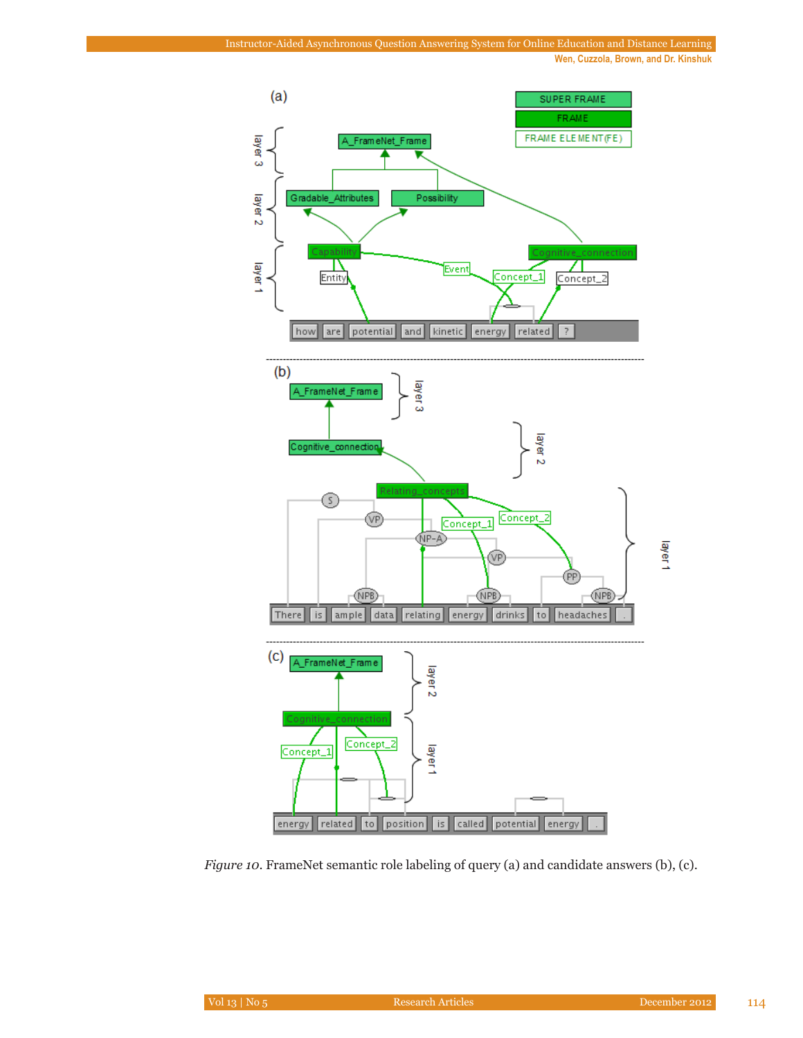*Figure 10*. FrameNet semantic role labeling of query (a) and candidate answers (b), (c).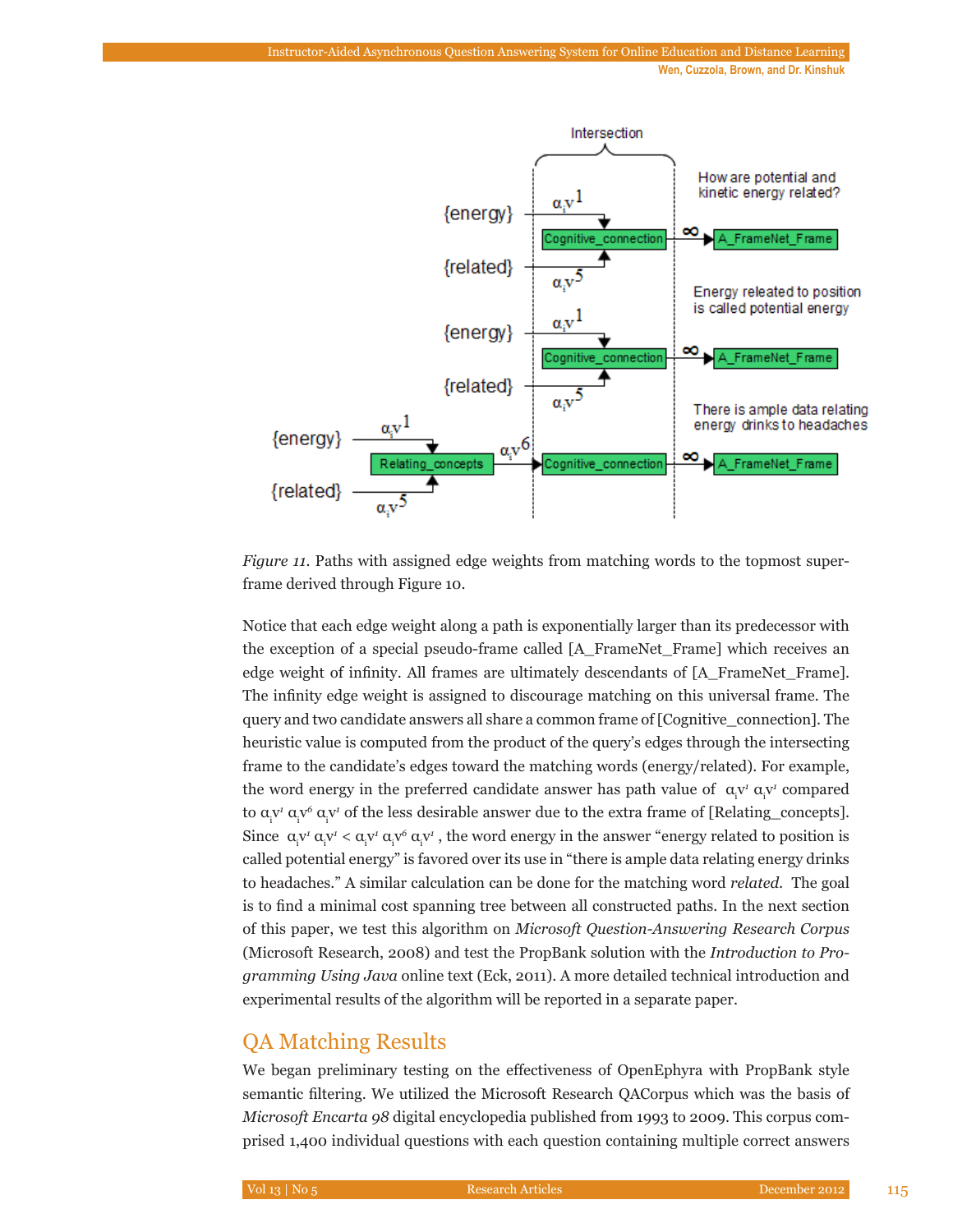*Figure 11.* Paths with assigned edge weights from matching words to the topmost super-frame derived through Figure 10.

Notice that each edge weight along a path is exponentially larger than its predecessor with the exception of a special pseudo-frame called [A_FrameNet_Frame] which receives an edge weight of infinity. All frames are ultimately descendants of [A_FrameNet_Frame]. The infinity edge weight is assigned to discourage matching on this universal frame. The query and two candidate answers all share a common frame of [Cognitive_connection]. The heuristic value is computed from the product of the query's edges through the intersecting frame to the candidate's edges toward the matching words (energy/related). For example, the word energy in the preferred candidate answer has path value of $\alpha_i v^1 \, \alpha_i v^1$ compared to $\alpha_i v^1 \, \alpha_i v^6 \, \alpha_i v^1$ of the less desirable answer due to the extra frame of [Relating_concepts]. Since $\alpha_i v^1 \, \alpha_i v^1 < \alpha_i v^1 \, \alpha_i v^6 \, \alpha_i v^1$, the word energy in the answer "energy related to position is called potential energy" is favored over its use in "there is ample data relating energy drinks to headaches." A similar calculation can be done for the matching word *related*. The goal is to find a minimal cost spanning tree between all constructed paths. In the next section of this paper, we test this algorithm on *Microsoft Question-Answering Research Corpus* (Microsoft Research, 2008) and test the PropBank solution with the *Introduction to Programming Using Java* online text (Eck, 2011). A more detailed technical introduction and experimental results of the algorithm will be reported in a separate paper.

## QA Matching Results

We began preliminary testing on the effectiveness of OpenEphyra with PropBank style semantic filtering. We utilized the Microsoft Research QACorpus which was the basis of *Microsoft Encarta 98* digital encyclopedia published from 1993 to 2009. This corpus comprised 1,400 individual questions with each question containing multiple correct answers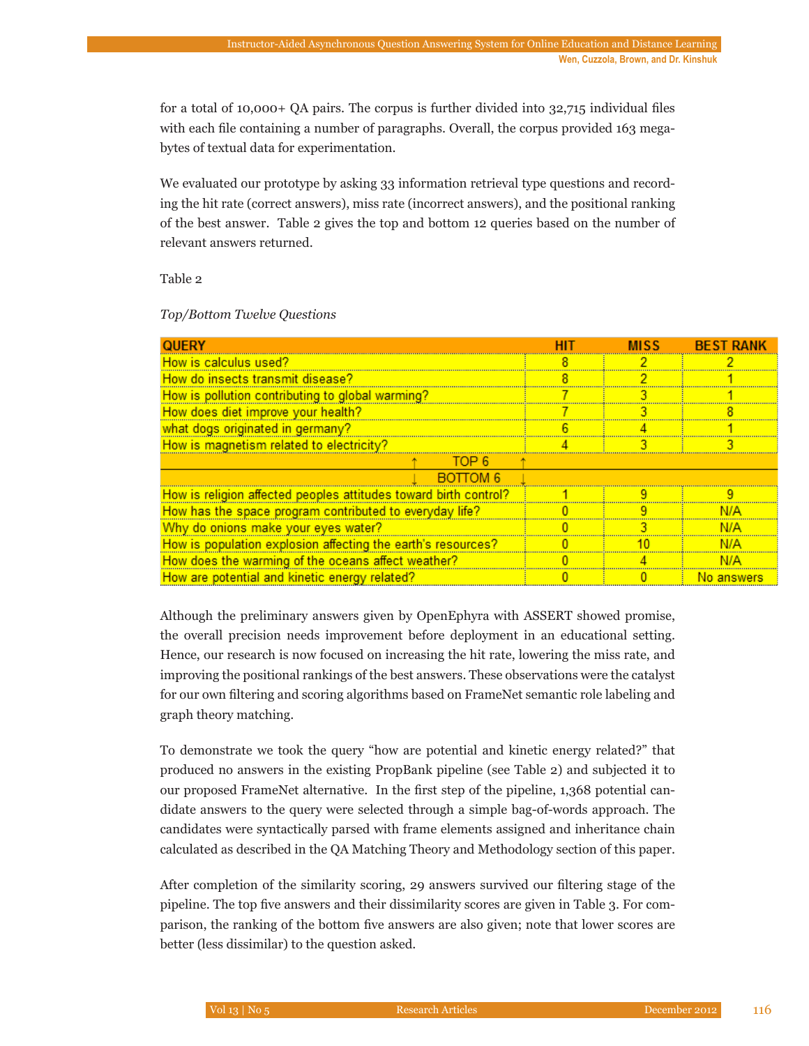for a total of 10,000+ QA pairs. The corpus is further divided into 32,715 individual files with each file containing a number of paragraphs. Overall, the corpus provided 163 megabytes of textual data for experimentation.

We evaluated our prototype by asking 33 information retrieval type questions and recording the hit rate (correct answers), miss rate (incorrect answers), and the positional ranking of the best answer. Table 2 gives the top and bottom 12 queries based on the number of relevant answers returned.

Table 2

*Top/Bottom Twelve Questions*

| QUERY | HIT | MISS | BEST RANK |
|---|---|---|---|
| How is calculus used? | 8 | 2 | 2 |
| How do insects transmit disease? | 8 | 2 | 1 |
| How is pollution contributing to global warming? | 7 | 3 | 1 |
| How does diet improve your health? | 7 | 3 | 8 |
| what dogs originated in germany? | 6 | 4 | 1 |
| How is magnetism related to electricity? | 4 | 3 | 3 |
| ↑ TOP 6 ↑ | | | |
| ↓ BOTTOM 6 ↓ | | | |
| How is religion affected peoples attitudes toward birth control? | 1 | 9 | 9 |
| How has the space program contributed to everyday life? | 0 | 9 | N/A |
| Why do onions make your eyes water? | 0 | 3 | N/A |
| How is population explosion affecting the earth's resources? | 0 | 10 | N/A |
| How does the warming of the oceans affect weather? | 0 | 4 | N/A |
| How are potential and kinetic energy related? | 0 | 0 | No answers |

Although the preliminary answers given by OpenEphyra with ASSERT showed promise, the overall precision needs improvement before deployment in an educational setting. Hence, our research is now focused on increasing the hit rate, lowering the miss rate, and improving the positional rankings of the best answers. These observations were the catalyst for our own filtering and scoring algorithms based on FrameNet semantic role labeling and graph theory matching.

To demonstrate we took the query "how are potential and kinetic energy related?" that produced no answers in the existing PropBank pipeline (see Table 2) and subjected it to our proposed FrameNet alternative. In the first step of the pipeline, 1,368 potential candidate answers to the query were selected through a simple bag-of-words approach. The candidates were syntactically parsed with frame elements assigned and inheritance chain calculated as described in the QA Matching Theory and Methodology section of this paper.

After completion of the similarity scoring, 29 answers survived our filtering stage of the pipeline. The top five answers and their dissimilarity scores are given in Table 3. For comparison, the ranking of the bottom five answers are also given; note that lower scores are better (less dissimilar) to the question asked.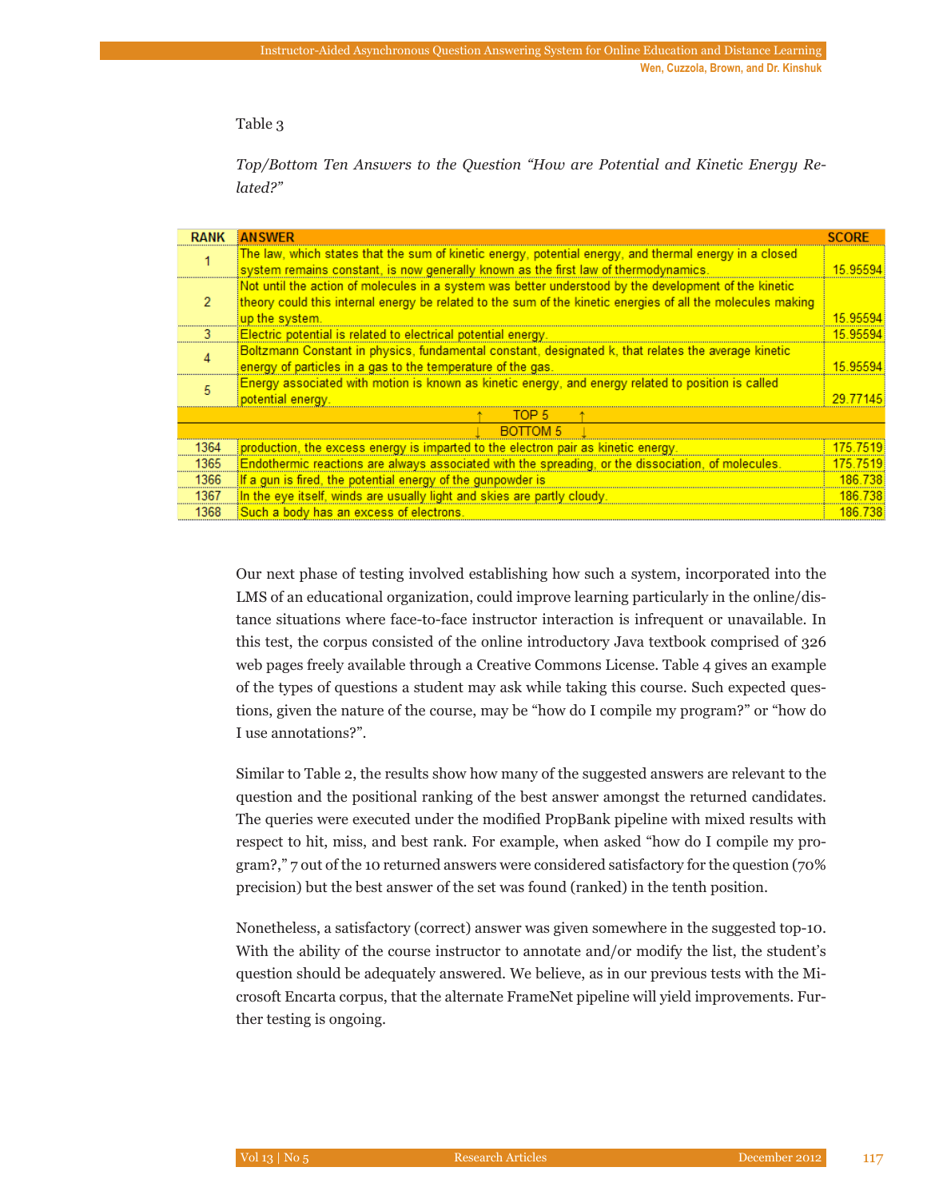Table 3

*Top/Bottom Ten Answers to the Question "How are Potential and Kinetic Energy Related?"*

| RANK | ANSWER | SCORE |
|---|---|---|
| 1 | The law, which states that the sum of kinetic energy, potential energy, and thermal energy in a closed system remains constant, is now generally known as the first law of thermodynamics. | 15.95594 |
| 2 | Not until the action of molecules in a system was better understood by the development of the kinetic theory could this internal energy be related to the sum of the kinetic energies of all the molecules making up the system. | 15.95594 |
| 3 | Electric potential is related to electrical potential energy. | 15.95594 |
| 4 | Boltzmann Constant in physics, fundamental constant, designated k, that relates the average kinetic energy of particles in a gas to the temperature of the gas. | 15.95594 |
| 5 | Energy associated with motion is known as kinetic energy, and energy related to position is called potential energy. | 29.77145 |
| | ↑ TOP 5 ↑ | |
| | ↓ BOTTOM 5 ↓ | |
| 1364 | production, the excess energy is imparted to the electron pair as kinetic energy. | 175.7519 |
| 1365 | Endothermic reactions are always associated with the spreading, or the dissociation, of molecules. | 175.7519 |
| 1366 | If a gun is fired, the potential energy of the gunpowder is | 186.738 |
| 1367 | In the eye itself, winds are usually light and skies are partly cloudy. | 186.738 |
| 1368 | Such a body has an excess of electrons. | 186.738 |

Our next phase of testing involved establishing how such a system, incorporated into the LMS of an educational organization, could improve learning particularly in the online/distance situations where face-to-face instructor interaction is infrequent or unavailable. In this test, the corpus consisted of the online introductory Java textbook comprised of 326 web pages freely available through a Creative Commons License. Table 4 gives an example of the types of questions a student may ask while taking this course. Such expected questions, given the nature of the course, may be "how do I compile my program?" or "how do I use annotations?".

Similar to Table 2, the results show how many of the suggested answers are relevant to the question and the positional ranking of the best answer amongst the returned candidates. The queries were executed under the modified PropBank pipeline with mixed results with respect to hit, miss, and best rank. For example, when asked "how do I compile my program?," 7 out of the 10 returned answers were considered satisfactory for the question (70% precision) but the best answer of the set was found (ranked) in the tenth position.

Nonetheless, a satisfactory (correct) answer was given somewhere in the suggested top-10. With the ability of the course instructor to annotate and/or modify the list, the student's question should be adequately answered. We believe, as in our previous tests with the Microsoft Encarta corpus, that the alternate FrameNet pipeline will yield improvements. Further testing is ongoing.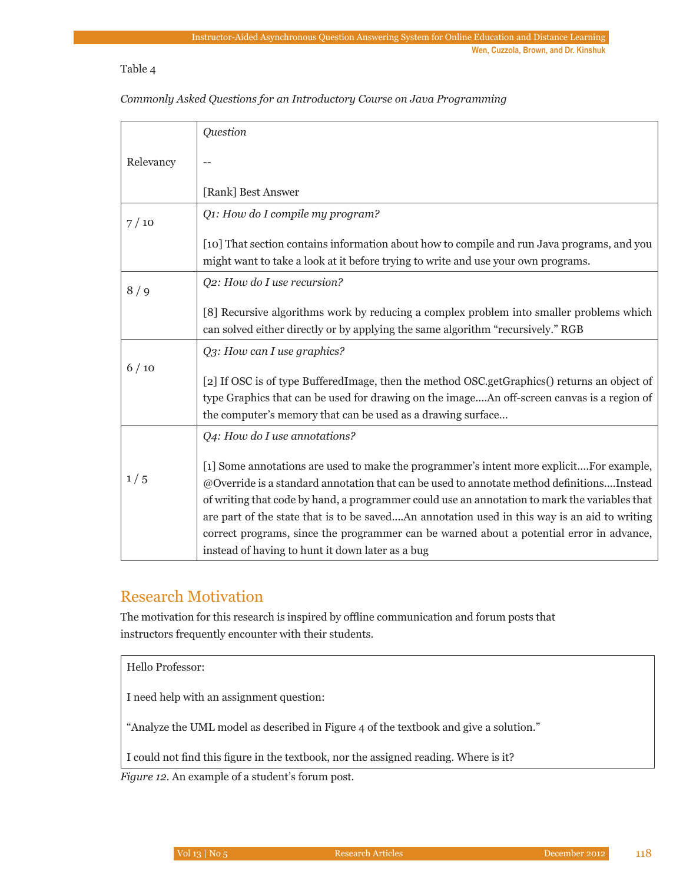Table 4

*Commonly Asked Questions for an Introductory Course on Java Programming*

| Relevancy | *Question*<br><br>--<br><br>[Rank] Best Answer |
|---|---|
| 7 / 10 | *Q1: How do I compile my program?*<br><br>[10] That section contains information about how to compile and run Java programs, and you might want to take a look at it before trying to write and use your own programs. |
| 8 / 9 | *Q2: How do I use recursion?*<br><br>[8] Recursive algorithms work by reducing a complex problem into smaller problems which can solved either directly or by applying the same algorithm "recursively." RGB |
| 6 / 10 | *Q3: How can I use graphics?*<br><br>[2] If OSC is of type BufferedImage, then the method OSC.getGraphics() returns an object of type Graphics that can be used for drawing on the image....An off-screen canvas is a region of the computer's memory that can be used as a drawing surface... |
| 1 / 5 | *Q4: How do I use annotations?*<br><br>[1] Some annotations are used to make the programmer's intent more explicit....For example, @Override is a standard annotation that can be used to annotate method definitions....Instead of writing that code by hand, a programmer could use an annotation to mark the variables that are part of the state that is to be saved....An annotation used in this way is an aid to writing correct programs, since the programmer can be warned about a potential error in advance, instead of having to hunt it down later as a bug |

## Research Motivation

The motivation for this research is inspired by offline communication and forum posts that instructors frequently encounter with their students.

| Hello Professor:<br><br>I need help with an assignment question:<br><br>"Analyze the UML model as described in Figure 4 of the textbook and give a solution."<br><br>I could not find this figure in the textbook, nor the assigned reading. Where is it? |
|---|

*Figure 12*. An example of a student's forum post.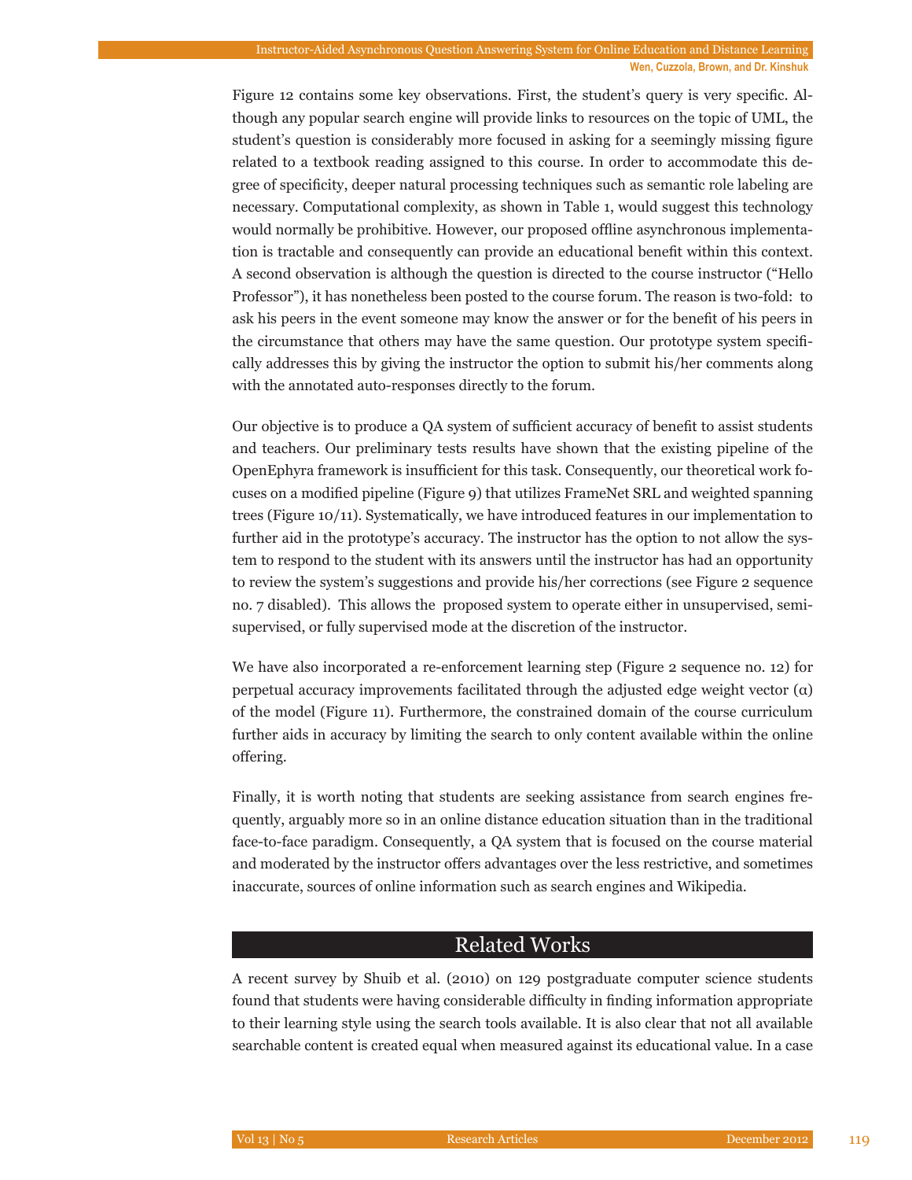Figure 12 contains some key observations. First, the student's query is very specific. Although any popular search engine will provide links to resources on the topic of UML, the student's question is considerably more focused in asking for a seemingly missing figure related to a textbook reading assigned to this course. In order to accommodate this degree of specificity, deeper natural processing techniques such as semantic role labeling are necessary. Computational complexity, as shown in Table 1, would suggest this technology would normally be prohibitive. However, our proposed offline asynchronous implementation is tractable and consequently can provide an educational benefit within this context. A second observation is although the question is directed to the course instructor ("Hello Professor"), it has nonetheless been posted to the course forum. The reason is two-fold: to ask his peers in the event someone may know the answer or for the benefit of his peers in the circumstance that others may have the same question. Our prototype system specifically addresses this by giving the instructor the option to submit his/her comments along with the annotated auto-responses directly to the forum.

Our objective is to produce a QA system of sufficient accuracy of benefit to assist students and teachers. Our preliminary tests results have shown that the existing pipeline of the OpenEphyra framework is insufficient for this task. Consequently, our theoretical work focuses on a modified pipeline (Figure 9) that utilizes FrameNet SRL and weighted spanning trees (Figure 10/11). Systematically, we have introduced features in our implementation to further aid in the prototype's accuracy. The instructor has the option to not allow the system to respond to the student with its answers until the instructor has had an opportunity to review the system's suggestions and provide his/her corrections (see Figure 2 sequence no. 7 disabled). This allows the proposed system to operate either in unsupervised, semi-supervised, or fully supervised mode at the discretion of the instructor.

We have also incorporated a re-enforcement learning step (Figure 2 sequence no. 12) for perpetual accuracy improvements facilitated through the adjusted edge weight vector ($\alpha$) of the model (Figure 11). Furthermore, the constrained domain of the course curriculum further aids in accuracy by limiting the search to only content available within the online offering.

Finally, it is worth noting that students are seeking assistance from search engines frequently, arguably more so in an online distance education situation than in the traditional face-to-face paradigm. Consequently, a QA system that is focused on the course material and moderated by the instructor offers advantages over the less restrictive, and sometimes inaccurate, sources of online information such as search engines and Wikipedia.

## Related Works

A recent survey by Shuib et al. (2010) on 129 postgraduate computer science students found that students were having considerable difficulty in finding information appropriate to their learning style using the search tools available. It is also clear that not all available searchable content is created equal when measured against its educational value. In a case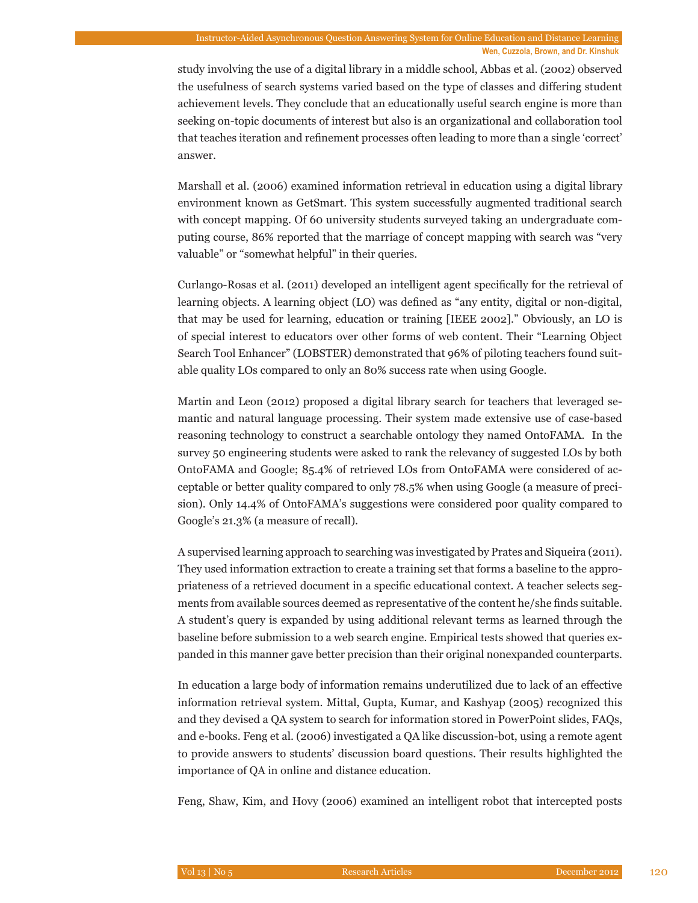study involving the use of a digital library in a middle school, Abbas et al. (2002) observed the usefulness of search systems varied based on the type of classes and differing student achievement levels. They conclude that an educationally useful search engine is more than seeking on-topic documents of interest but also is an organizational and collaboration tool that teaches iteration and refinement processes often leading to more than a single 'correct' answer.

Marshall et al. (2006) examined information retrieval in education using a digital library environment known as GetSmart. This system successfully augmented traditional search with concept mapping. Of 60 university students surveyed taking an undergraduate computing course, 86% reported that the marriage of concept mapping with search was "very valuable" or "somewhat helpful" in their queries.

Curlango-Rosas et al. (2011) developed an intelligent agent specifically for the retrieval of learning objects. A learning object (LO) was defined as "any entity, digital or non-digital, that may be used for learning, education or training [IEEE 2002]." Obviously, an LO is of special interest to educators over other forms of web content. Their "Learning Object Search Tool Enhancer" (LOBSTER) demonstrated that 96% of piloting teachers found suitable quality LOs compared to only an 80% success rate when using Google.

Martin and Leon (2012) proposed a digital library search for teachers that leveraged semantic and natural language processing. Their system made extensive use of case-based reasoning technology to construct a searchable ontology they named OntoFAMA. In the survey 50 engineering students were asked to rank the relevancy of suggested LOs by both OntoFAMA and Google; 85.4% of retrieved LOs from OntoFAMA were considered of acceptable or better quality compared to only 78.5% when using Google (a measure of precision). Only 14.4% of OntoFAMA's suggestions were considered poor quality compared to Google's 21.3% (a measure of recall).

A supervised learning approach to searching was investigated by Prates and Siqueira (2011). They used information extraction to create a training set that forms a baseline to the appropriateness of a retrieved document in a specific educational context. A teacher selects segments from available sources deemed as representative of the content he/she finds suitable. A student's query is expanded by using additional relevant terms as learned through the baseline before submission to a web search engine. Empirical tests showed that queries expanded in this manner gave better precision than their original nonexpanded counterparts.

In education a large body of information remains underutilized due to lack of an effective information retrieval system. Mittal, Gupta, Kumar, and Kashyap (2005) recognized this and they devised a QA system to search for information stored in PowerPoint slides, FAQs, and e-books. Feng et al. (2006) investigated a QA like discussion-bot, using a remote agent to provide answers to students' discussion board questions. Their results highlighted the importance of QA in online and distance education.

Feng, Shaw, Kim, and Hovy (2006) examined an intelligent robot that intercepted posts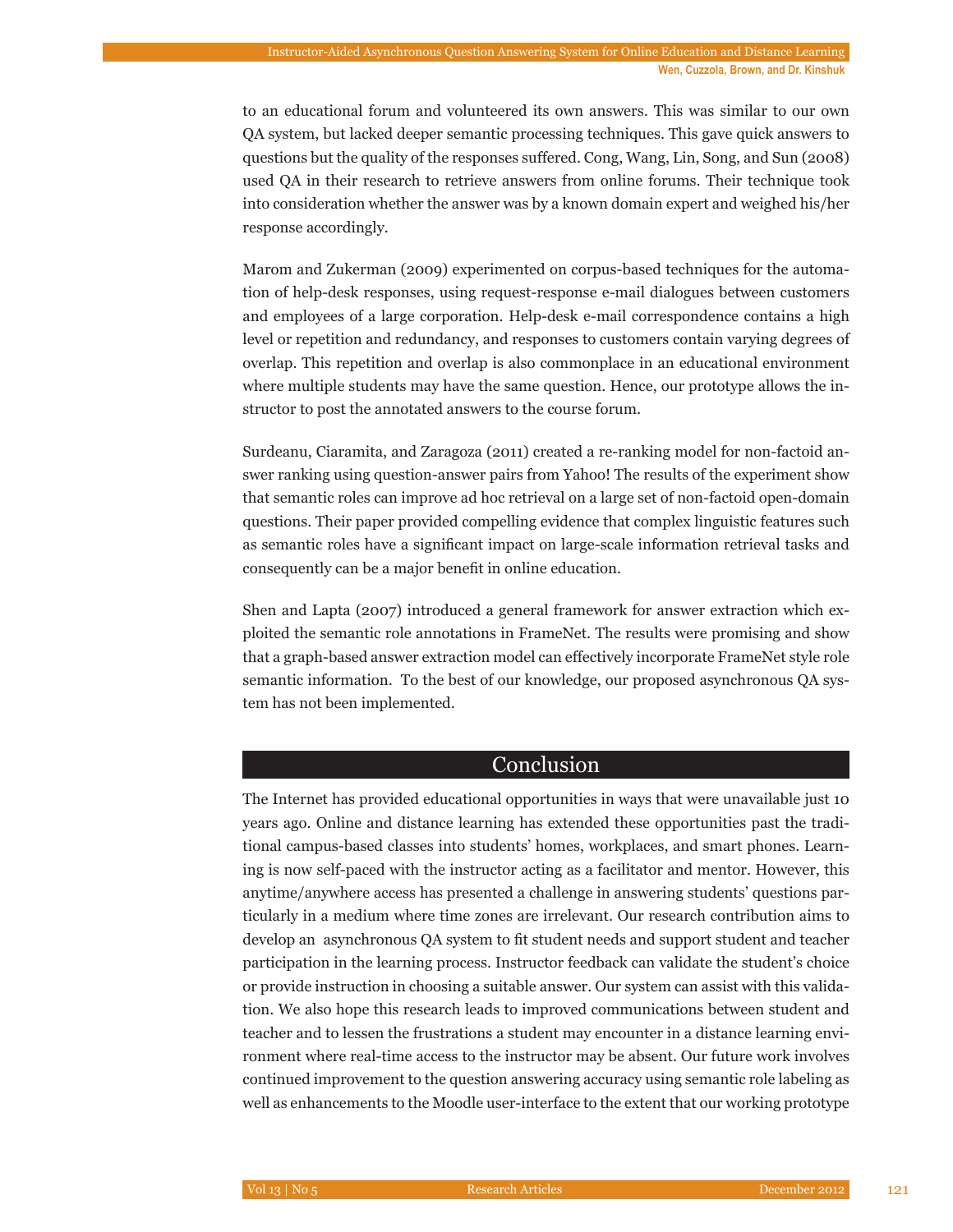to an educational forum and volunteered its own answers. This was similar to our own QA system, but lacked deeper semantic processing techniques. This gave quick answers to questions but the quality of the responses suffered. Cong, Wang, Lin, Song, and Sun (2008) used QA in their research to retrieve answers from online forums. Their technique took into consideration whether the answer was by a known domain expert and weighed his/her response accordingly.

Marom and Zukerman (2009) experimented on corpus-based techniques for the automation of help-desk responses, using request-response e-mail dialogues between customers and employees of a large corporation. Help-desk e-mail correspondence contains a high level or repetition and redundancy, and responses to customers contain varying degrees of overlap. This repetition and overlap is also commonplace in an educational environment where multiple students may have the same question. Hence, our prototype allows the instructor to post the annotated answers to the course forum.

Surdeanu, Ciaramita, and Zaragoza (2011) created a re-ranking model for non-factoid answer ranking using question-answer pairs from Yahoo! The results of the experiment show that semantic roles can improve ad hoc retrieval on a large set of non-factoid open-domain questions. Their paper provided compelling evidence that complex linguistic features such as semantic roles have a significant impact on large-scale information retrieval tasks and consequently can be a major benefit in online education.

Shen and Lapta (2007) introduced a general framework for answer extraction which exploited the semantic role annotations in FrameNet. The results were promising and show that a graph-based answer extraction model can effectively incorporate FrameNet style role semantic information. To the best of our knowledge, our proposed asynchronous QA system has not been implemented.

## Conclusion

The Internet has provided educational opportunities in ways that were unavailable just 10 years ago. Online and distance learning has extended these opportunities past the traditional campus-based classes into students' homes, workplaces, and smart phones. Learning is now self-paced with the instructor acting as a facilitator and mentor. However, this anytime/anywhere access has presented a challenge in answering students' questions particularly in a medium where time zones are irrelevant. Our research contribution aims to develop an asynchronous QA system to fit student needs and support student and teacher participation in the learning process. Instructor feedback can validate the student's choice or provide instruction in choosing a suitable answer. Our system can assist with this validation. We also hope this research leads to improved communications between student and teacher and to lessen the frustrations a student may encounter in a distance learning environment where real-time access to the instructor may be absent. Our future work involves continued improvement to the question answering accuracy using semantic role labeling as well as enhancements to the Moodle user-interface to the extent that our working prototype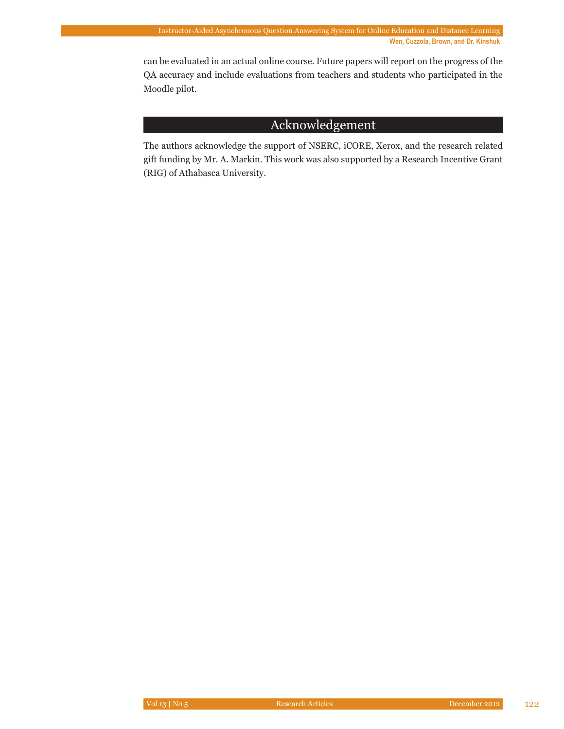can be evaluated in an actual online course. Future papers will report on the progress of the QA accuracy and include evaluations from teachers and students who participated in the Moodle pilot.

## Acknowledgement

The authors acknowledge the support of NSERC, iCORE, Xerox, and the research related gift funding by Mr. A. Markin. This work was also supported by a Research Incentive Grant (RIG) of Athabasca University.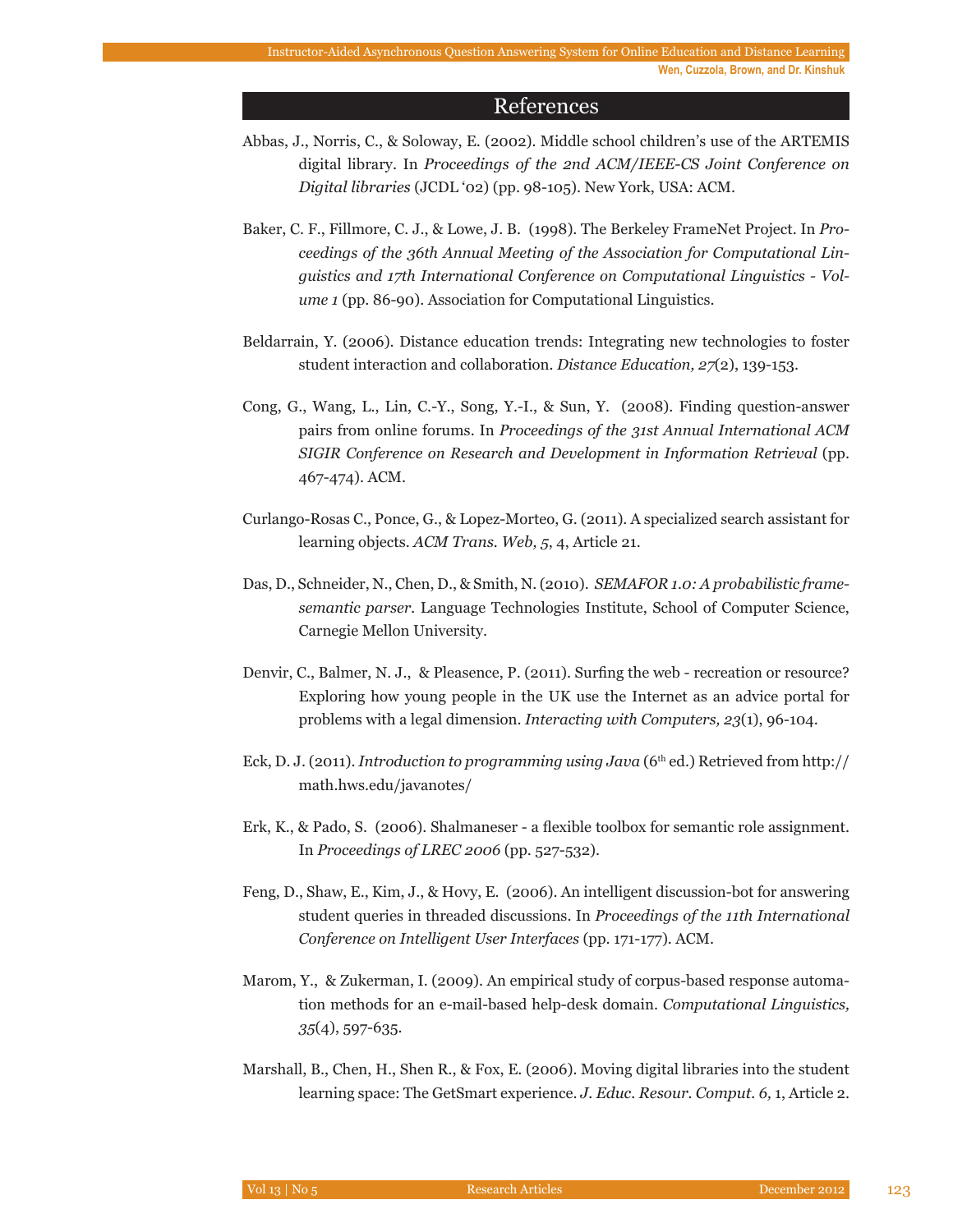## References

Abbas, J., Norris, C., & Soloway, E. (2002). Middle school children's use of the ARTEMIS digital library. In *Proceedings of the 2nd ACM/IEEE-CS Joint Conference on Digital libraries* (JCDL '02) (pp. 98-105). New York, USA: ACM.

Baker, C. F., Fillmore, C. J., & Lowe, J. B. (1998). The Berkeley FrameNet Project. In *Proceedings of the 36th Annual Meeting of the Association for Computational Linguistics and 17th International Conference on Computational Linguistics - Volume 1* (pp. 86-90). Association for Computational Linguistics.

Beldarrain, Y. (2006). Distance education trends: Integrating new technologies to foster student interaction and collaboration. *Distance Education, 27*(2), 139-153.

Cong, G., Wang, L., Lin, C.-Y., Song, Y.-I., & Sun, Y. (2008). Finding question-answer pairs from online forums. In *Proceedings of the 31st Annual International ACM SIGIR Conference on Research and Development in Information Retrieval* (pp. 467-474). ACM.

Curlango-Rosas C., Ponce, G., & Lopez-Morteo, G. (2011). A specialized search assistant for learning objects. *ACM Trans. Web, 5*, 4, Article 21.

Das, D., Schneider, N., Chen, D., & Smith, N. (2010). *SEMAFOR 1.0: A probabilistic frame-semantic parser.* Language Technologies Institute, School of Computer Science, Carnegie Mellon University.

Denvir, C., Balmer, N. J., & Pleasence, P. (2011). Surfing the web - recreation or resource? Exploring how young people in the UK use the Internet as an advice portal for problems with a legal dimension. *Interacting with Computers, 23*(1), 96-104.

Eck, D. J. (2011). *Introduction to programming using Java* (6th ed.) Retrieved from http://math.hws.edu/javanotes/

Erk, K., & Pado, S. (2006). Shalmaneser - a flexible toolbox for semantic role assignment. In *Proceedings of LREC 2006* (pp. 527-532).

Feng, D., Shaw, E., Kim, J., & Hovy, E. (2006). An intelligent discussion-bot for answering student queries in threaded discussions. In *Proceedings of the 11th International Conference on Intelligent User Interfaces* (pp. 171-177). ACM.

Marom, Y., & Zukerman, I. (2009). An empirical study of corpus-based response automation methods for an e-mail-based help-desk domain. *Computational Linguistics, 35*(4), 597-635.

Marshall, B., Chen, H., Shen R., & Fox, E. (2006). Moving digital libraries into the student learning space: The GetSmart experience. *J. Educ. Resour. Comput. 6,* 1, Article 2.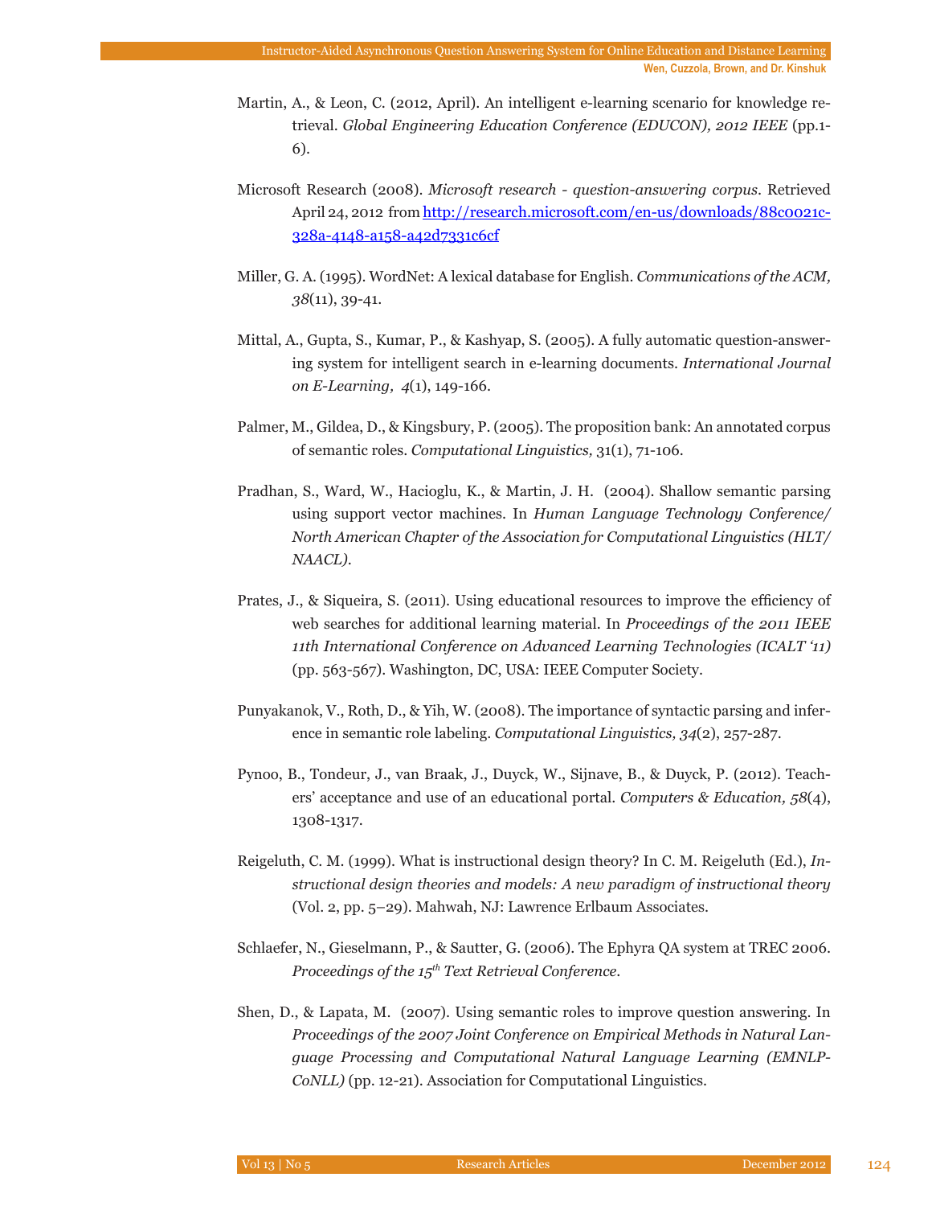Martin, A., & Leon, C. (2012, April). An intelligent e-learning scenario for knowledge retrieval. *Global Engineering Education Conference (EDUCON), 2012 IEEE* (pp.1-6).

Microsoft Research (2008). *Microsoft research - question-answering corpus*. Retrieved April 24, 2012 from [http://research.microsoft.com/en-us/downloads/88c0021c-328a-4148-a158-a42d7331c6cf](http://research.microsoft.com/en-us/downloads/88c0021c-328a-4148-a158-a42d7331c6cf)

Miller, G. A. (1995). WordNet: A lexical database for English. *Communications of the ACM, 38*(11), 39-41.

Mittal, A., Gupta, S., Kumar, P., & Kashyap, S. (2005). A fully automatic question-answering system for intelligent search in e-learning documents. *International Journal on E-Learning, 4*(1), 149-166.

Palmer, M., Gildea, D., & Kingsbury, P. (2005). The proposition bank: An annotated corpus of semantic roles. *Computational Linguistics,* 31(1), 71-106.

Pradhan, S., Ward, W., Hacioglu, K., & Martin, J. H. (2004). Shallow semantic parsing using support vector machines. In *Human Language Technology Conference/ North American Chapter of the Association for Computational Linguistics (HLT/ NAACL).*

Prates, J., & Siqueira, S. (2011). Using educational resources to improve the efficiency of web searches for additional learning material. In *Proceedings of the 2011 IEEE 11th International Conference on Advanced Learning Technologies (ICALT '11)* (pp. 563-567). Washington, DC, USA: IEEE Computer Society.

Punyakanok, V., Roth, D., & Yih, W. (2008). The importance of syntactic parsing and inference in semantic role labeling. *Computational Linguistics, 34*(2), 257-287.

Pynoo, B., Tondeur, J., van Braak, J., Duyck, W., Sijnave, B., & Duyck, P. (2012). Teachers' acceptance and use of an educational portal. *Computers & Education, 58*(4), 1308-1317.

Reigeluth, C. M. (1999). What is instructional design theory? In C. M. Reigeluth (Ed.), *Instructional design theories and models: A new paradigm of instructional theory* (Vol. 2, pp. 5–29). Mahwah, NJ: Lawrence Erlbaum Associates.

Schlaefer, N., Gieselmann, P., & Sautter, G. (2006). The Ephyra QA system at TREC 2006. *Proceedings of the 15th Text Retrieval Conference.*

Shen, D., & Lapata, M. (2007). Using semantic roles to improve question answering. In *Proceedings of the 2007 Joint Conference on Empirical Methods in Natural Language Processing and Computational Natural Language Learning (EMNLP-CoNLL)* (pp. 12-21). Association for Computational Linguistics.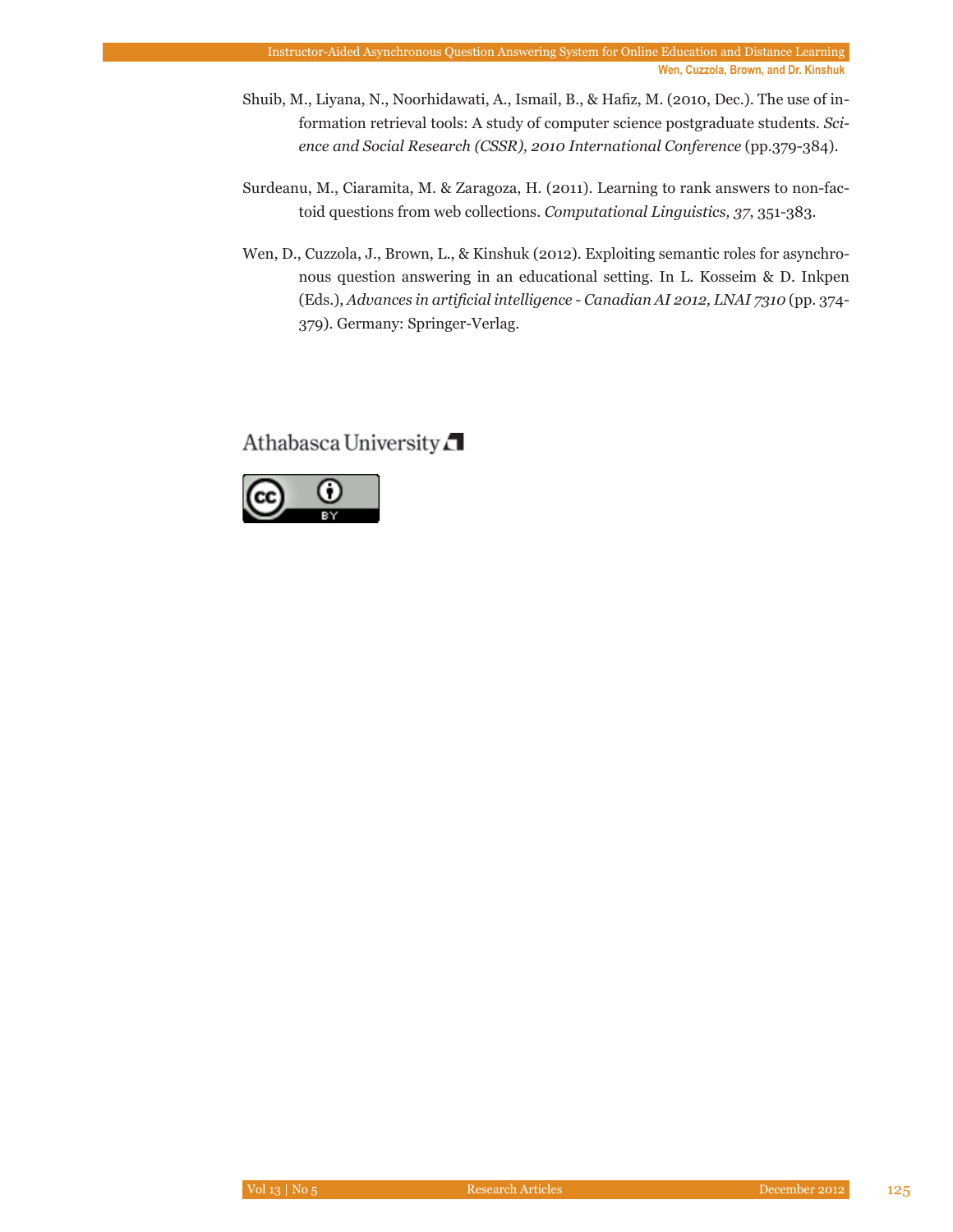Shuib, M., Liyana, N., Noorhidawati, A., Ismail, B., & Hafiz, M. (2010, Dec.). The use of information retrieval tools: A study of computer science postgraduate students. *Science and Social Research (CSSR), 2010 International Conference* (pp.379-384).

Surdeanu, M., Ciaramita, M. & Zaragoza, H. (2011). Learning to rank answers to non-factoid questions from web collections. *Computational Linguistics, 37*, 351-383.

Wen, D., Cuzzola, J., Brown, L., & Kinshuk (2012). Exploiting semantic roles for asynchronous question answering in an educational setting. In L. Kosseim & D. Inkpen (Eds.), *Advances in artificial intelligence - Canadian AI 2012, LNAI 7310* (pp. 374-379). Germany: Springer-Verlag.

Athabasca University